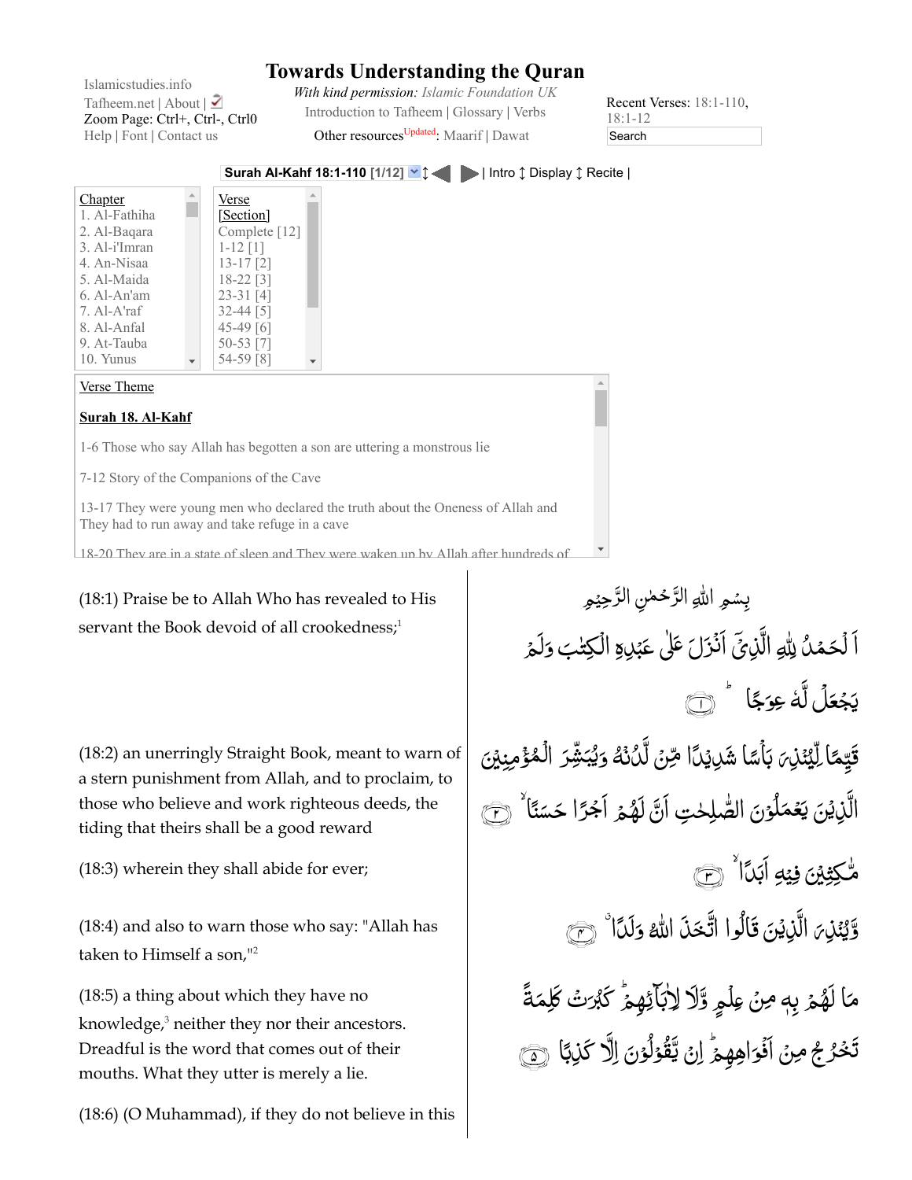Islamicstudies.info
Tafheem.net | About |
Zoom Page: Ctrl+, Ctrl-, Ctrl0
Help | Font | Contact us

# Towards Understanding the Quran

*With kind permission: Islamic Foundation UK*

Introduction to Tafheem | Glossary | Verbs

Other resources Updated: Maarif | Dawat

Recent Verses: 18:1-110, 18:1-12

Search

**Surah Al-Kahf 18:1-110 [1/12]** | Intro | Display | Recite |

Chapter
1. Al-Fathiha
2. Al-Baqara
3. Al-i'Imran
4. An-Nisaa
5. Al-Maida
6. Al-An'am
7. Al-A'raf
8. Al-Anfal
9. At-Tauba
10. Yunus

Verse
[Section]
Complete [12]
1-12 [1]
13-17 [2]
18-22 [3]
23-31 [4]
32-44 [5]
45-49 [6]
50-53 [7]
54-59 [8]

Verse Theme

**Surah 18. Al-Kahf**

1-6 Those who say Allah has begotten a son are uttering a monstrous lie

7-12 Story of the Companions of the Cave

13-17 They were young men who declared the truth about the Oneness of Allah and They had to run away and take refuge in a cave

18-20 They are in a state of sleep and They were waken up by Allah after hundreds of

بِسۡمِ اللّٰهِ الرَّحۡمٰنِ الرَّحِيۡمِ

(18:1) Praise be to Allah Who has revealed to His servant the Book devoid of all crookedness;[1]

اَلۡحَمۡدُ لِلّٰهِ الَّذِىۡۤ اَنۡزَلَ عَلٰى عَبۡدِهِ الۡكِتٰبَ وَلَمۡ يَجۡعَلْ لَّهٗ عِوَجًا ؕ ۜ‏ ﴿۱﴾

(18:2) an unerringly Straight Book, meant to warn of a stern punishment from Allah, and to proclaim, to those who believe and work righteous deeds, the tiding that theirs shall be a good reward

قَيِّمًا لِّيُنۡذِرَ بَاۡسًا شَدِيۡدًا مِّنۡ لَّدُنۡهُ وَيُبَشِّرَ الۡمُؤۡمِنِيۡنَ الَّذِيۡنَ يَعۡمَلُوۡنَ الصّٰلِحٰتِ اَنَّ لَهُمۡ اَجۡرًا حَسَنًا ۙ‏ ﴿۲﴾

(18:3) wherein they shall abide for ever;

مّٰكِثِيۡنَ فِيۡهِ اَبَدًا ۙ‏ ﴿۳﴾

(18:4) and also to warn those who say: "Allah has taken to Himself a son,"[2]

وَّيُنۡذِرَ الَّذِيۡنَ قَالُوا اتَّخَذَ اللّٰهُ وَلَدًا ۖ‏ ﴿۴﴾

(18:5) a thing about which they have no knowledge,[3] neither they nor their ancestors. Dreadful is the word that comes out of their mouths. What they utter is merely a lie.

مَا لَهُمۡ بِهٖ مِنۡ عِلۡمٍ وَّلَا لِاٰبَآئِهِمۡ‌ ؕ كَبُرَتۡ كَلِمَةً تَخۡرُجُ مِنۡ اَفۡوَاهِهِمۡ‌ ؕ اِنۡ يَّقُوۡلُوۡنَ اِلَّا كَذِبًا‏ ﴿۵﴾

(18:6) (O Muhammad), if they do not believe in this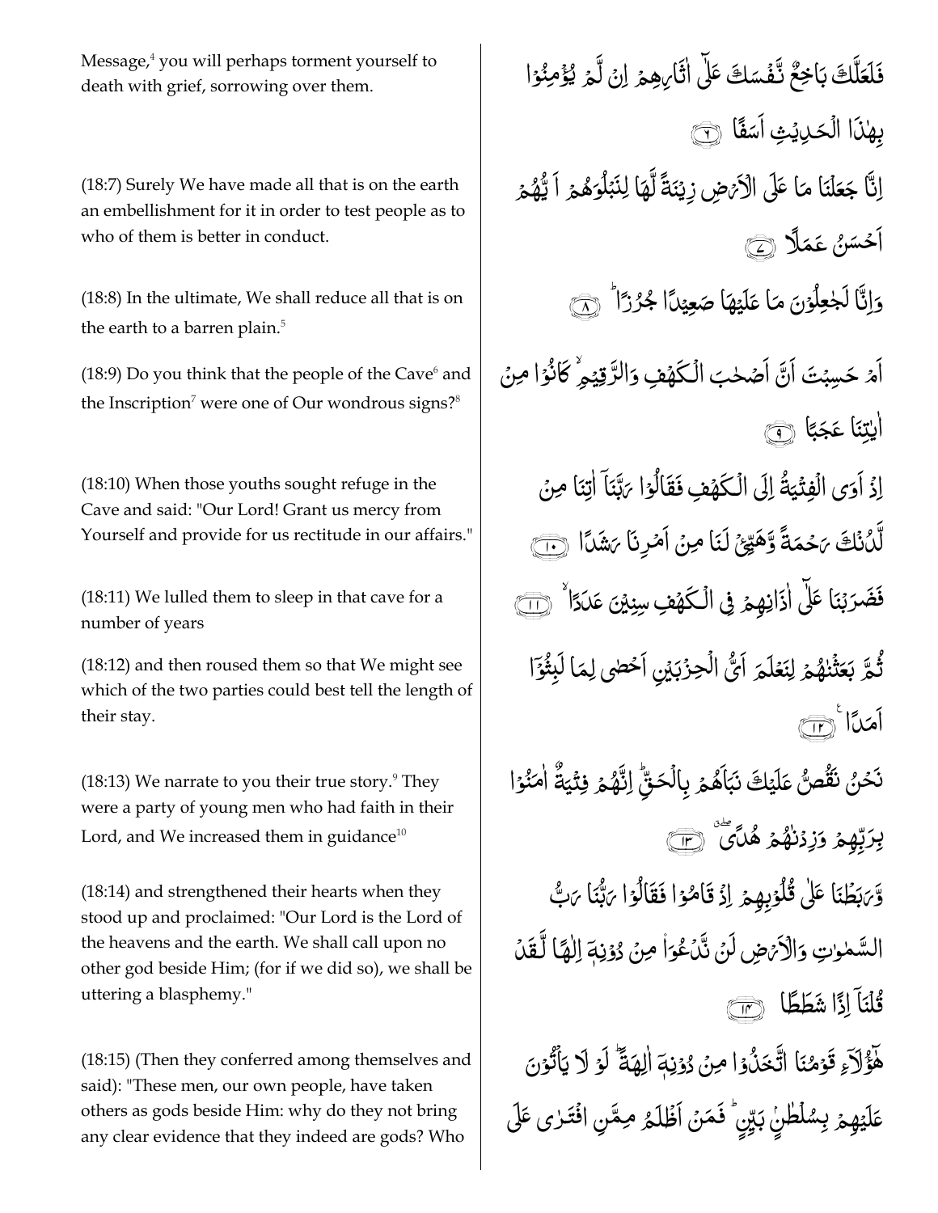Message,[4] you will perhaps torment yourself to death with grief, sorrowing over them.

فَلَعَلَّكَ بَاخِعٌ نَّفۡسَكَ عَلٰٓى اٰثَارِهِمۡ اِنۡ لَّمۡ يُؤۡمِنُوۡا بِهٰذَا الۡحَدِيۡثِ اَسَفًا ﴿۶﴾

(18:7) Surely We have made all that is on the earth an embellishment for it in order to test people as to who of them is better in conduct.

اِنَّا جَعَلۡنَا مَا عَلَى الۡاَرۡضِ زِيۡنَةً لَّهَا لِنَبۡلُوَهُمۡ اَ يُّهُمۡ اَحۡسَنُ عَمَلًا ﴿۷﴾

(18:8) In the ultimate, We shall reduce all that is on the earth to a barren plain.[5]

وَاِنَّا لَجٰعِلُوۡنَ مَا عَلَيۡهَا صَعِيۡدًا جُرُزًا ؕ ﴿۸﴾

(18:9) Do you think that the people of the Cave[6] and the Inscription[7] were one of Our wondrous signs?[8]

اَمۡ حَسِبۡتَ اَنَّ اَصۡحٰبَ الۡكَهۡفِ وَالرَّقِيۡمِ ۙ كَانُوۡا مِنۡ اٰيٰتِنَا عَجَبًا ﴿۹﴾

(18:10) When those youths sought refuge in the Cave and said: "Our Lord! Grant us mercy from Yourself and provide for us rectitude in our affairs."

اِذۡ اَوَى الۡفِتۡيَةُ اِلَى الۡكَهۡفِ فَقَالُوۡا رَبَّنَاۤ اٰتِنَا مِنۡ لَّدُنۡكَ رَحۡمَةً وَّهَيِّئۡ لَنَا مِنۡ اَمۡرِنَا رَشَدًا ﴿۱۰﴾

(18:11) We lulled them to sleep in that cave for a number of years

فَضَرَبۡنَا عَلٰٓى اٰذَانِهِمۡ فِى الۡكَهۡفِ سِنِيۡنَ عَدَدًا ۙ ﴿۱۱﴾

(18:12) and then roused them so that We might see which of the two parties could best tell the length of their stay.

ثُمَّ بَعَثۡنٰهُمۡ لِنَعۡلَمَ اَىُّ الۡحِزۡبَيۡنِ اَحۡصٰى لِمَا لَبِثُوۡۤا اَمَدًا ؕ ﴿۱۲﴾

(18:13) We narrate to you their true story.[9] They were a party of young men who had faith in their Lord, and We increased them in guidance[10]

نَحۡنُ نَقُصُّ عَلَيۡكَ نَبَاَهُمۡ بِالۡحَـقِّ ؕ اِنَّهُمۡ فِتۡيَةٌ اٰمَنُوۡا بِرَبِّهِمۡ وَزِدۡنٰهُمۡ هُدًى ۖ ﴿۱۳﴾

(18:14) and strengthened their hearts when they stood up and proclaimed: "Our Lord is the Lord of the heavens and the earth. We shall call upon no other god beside Him; (for if we did so), we shall be uttering a blasphemy."

وَّرَبَطۡنَا عَلٰى قُلُوۡبِهِمۡ اِذۡ قَامُوۡا فَقَالُوۡا رَبُّنَا رَبُّ السَّمٰوٰتِ وَالۡاَرۡضِ لَنۡ نَّدۡعُوَا۟ مِنۡ دُوۡنِهٖۤ اِلٰهًا لَّقَدۡ قُلۡنَاۤ اِذًا شَطَطًا ﴿۱۴﴾

(18:15) (Then they conferred among themselves and said): "These men, our own people, have taken others as gods beside Him: why do they not bring any clear evidence that they indeed are gods? Who

هٰٓؤُلَاۤءِ قَوۡمُنَا اتَّخَذُوۡا مِنۡ دُوۡنِهٖۤ اٰلِهَةً ؕ لَوۡ لَا يَاۡتُوۡنَ عَلَيۡهِمۡ بِسُلۡطٰنٍۭ بَيِّنٍ ؕ فَمَنۡ اَظۡلَمُ مِمَّنِ افۡتَرٰى عَلَى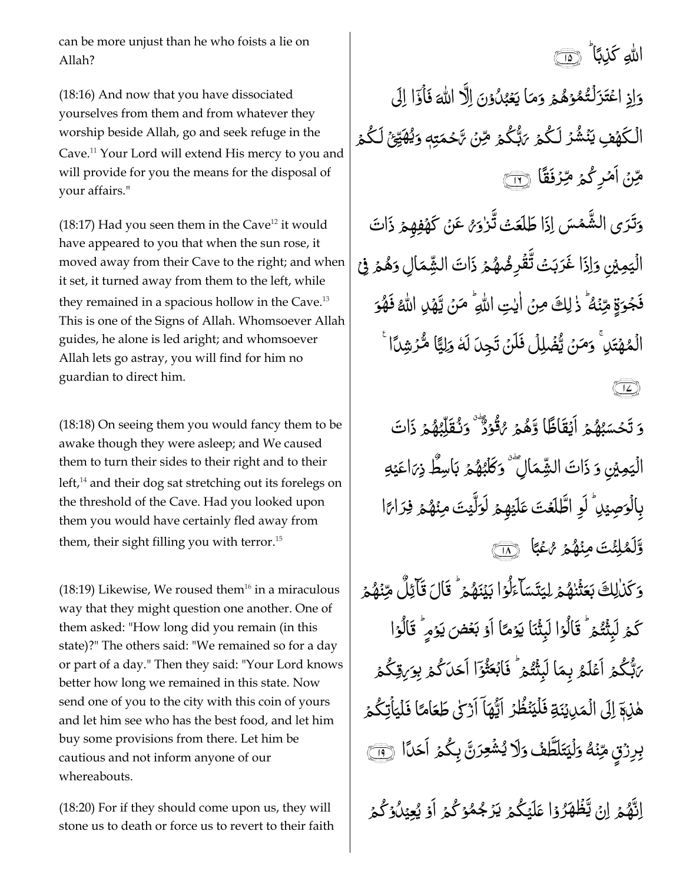can be more unjust than he who foists a lie on Allah?

اللّٰهِ كَذِبًاؕ ﴿۱۵﴾

(18:16) And now that you have dissociated yourselves from them and from whatever they worship beside Allah, go and seek refuge in the Cave.[11] Your Lord will extend His mercy to you and will provide for you the means for the disposal of your affairs."

وَاِذِ اعۡتَزَلۡتُمُوۡهُمۡ وَمَا يَعۡبُدُوۡنَ اِلَّا اللّٰهَ فَاۡوٗۤا اِلَى الۡـكَهۡفِ يَنۡشُرۡ لَـكُمۡ رَبُّكُمۡ مِّنۡ رَّحۡمَتِهٖ وَيُهَيِّئۡ لَـكُمۡ مِّنۡ اَمۡرِكُمۡ مِّرۡفَقًا ﴿۱۶﴾

(18:17) Had you seen them in the Cave[12] it would have appeared to you that when the sun rose, it moved away from their Cave to the right; and when it set, it turned away from them to the left, while they remained in a spacious hollow in the Cave.[13] This is one of the Signs of Allah. Whomsoever Allah guides, he alone is led aright; and whomsoever Allah lets go astray, you will find for him no guardian to direct him.

وَتَرَى الشَّمۡسَ اِذَا طَلَعَتۡ تَّزٰوَرُ عَنۡ كَهۡفِهِمۡ ذَاتَ الۡيَمِيۡنِ وَاِذَا غَرَبَتۡ تَّقۡرِضُهُمۡ ذَاتَ الشِّمَالِ وَهُمۡ فِىۡ فَجۡوَةٍ مِّنۡهُ‌ؕ ذٰلِكَ مِنۡ اٰيٰتِ اللّٰهِ‌ؕ مَنۡ يَّهۡدِ اللّٰهُ فَهُوَ الۡمُهۡتَدِ‌ۚ وَمَنۡ يُّضۡلِلۡ فَلَنۡ تَجِدَ لَهٗ وَلِيًّا مُّرۡشِدًا ﴿۱۷﴾

(18:18) On seeing them you would fancy them to be awake though they were asleep; and We caused them to turn their sides to their right and to their left,[14] and their dog sat stretching out its forelegs on the threshold of the Cave. Had you looked upon them you would have certainly fled away from them, their sight filling you with terror.[15]

وَ تَحۡسَبُهُمۡ اَيۡقَاظًا وَّهُمۡ رُقُوۡدٌ ‌ۖ وَّنُقَلِّبُهُمۡ ذَاتَ الۡيَمِيۡنِ وَ ذَاتَ الشِّمَالِ‌ۖ وَكَلۡبُهُمۡ بَاسِطٌ ذِرَاعَيۡهِ بِالۡوَصِيۡدِ‌ ؕ لَوِ اطَّلَعۡتَ عَلَيۡهِمۡ لَوَلَّيۡتَ مِنۡهُمۡ فِرَارًا وَّلَمُلِئۡتَ مِنۡهُمۡ رُعۡبًا ﴿۱۸﴾

(18:19) Likewise, We roused them[16] in a miraculous way that they might question one another. One of them asked: "How long did you remain (in this state)?" The others said: "We remained so for a day or part of a day." Then they said: "Your Lord knows better how long we remained in this state. Now send one of you to the city with this coin of yours and let him see who has the best food, and let him buy some provisions from there. Let him be cautious and not inform anyone of our whereabouts.

وَكَذٰلِكَ بَعَثۡنٰهُمۡ لِيَتَسَآءَلُوۡا بَيۡنَهُمۡ‌ ؕ قَالَ قَآئِلٌ مِّنۡهُمۡ كَمۡ لَبِثۡتُمۡ‌ ؕ قَالُوۡا لَبِثۡنَا يَوۡمًا اَوۡ بَعۡضَ يَوۡمٍ‌ ؕ قَالُوۡا رَبُّكُمۡ اَعۡلَمُ بِمَا لَبِثۡتُمۡ ؕ فَابۡعَثُوۡۤا اَحَدَكُمۡ بِوَرِقِكُمۡ هٰذِهٖۤ اِلَى الۡمَدِيۡنَةِ فَلۡيَنۡظُرۡ اَيُّهَاۤ اَزۡكٰى طَعَامًا فَلۡيَاۡتِكُمۡ بِرِزۡقٍ مِّنۡهُ وَلۡيَتَلَطَّفۡ وَلَا يُشۡعِرَنَّ بِكُمۡ اَحَدًا ﴿۱۹﴾

(18:20) For if they should come upon us, they will stone us to death or force us to revert to their faith

اِنَّهُمۡ اِنۡ يَّظۡهَرُوۡا عَلَيۡكُمۡ يَرۡجُمُوۡكُمۡ اَوۡ يُعِيۡدُوۡكُمۡ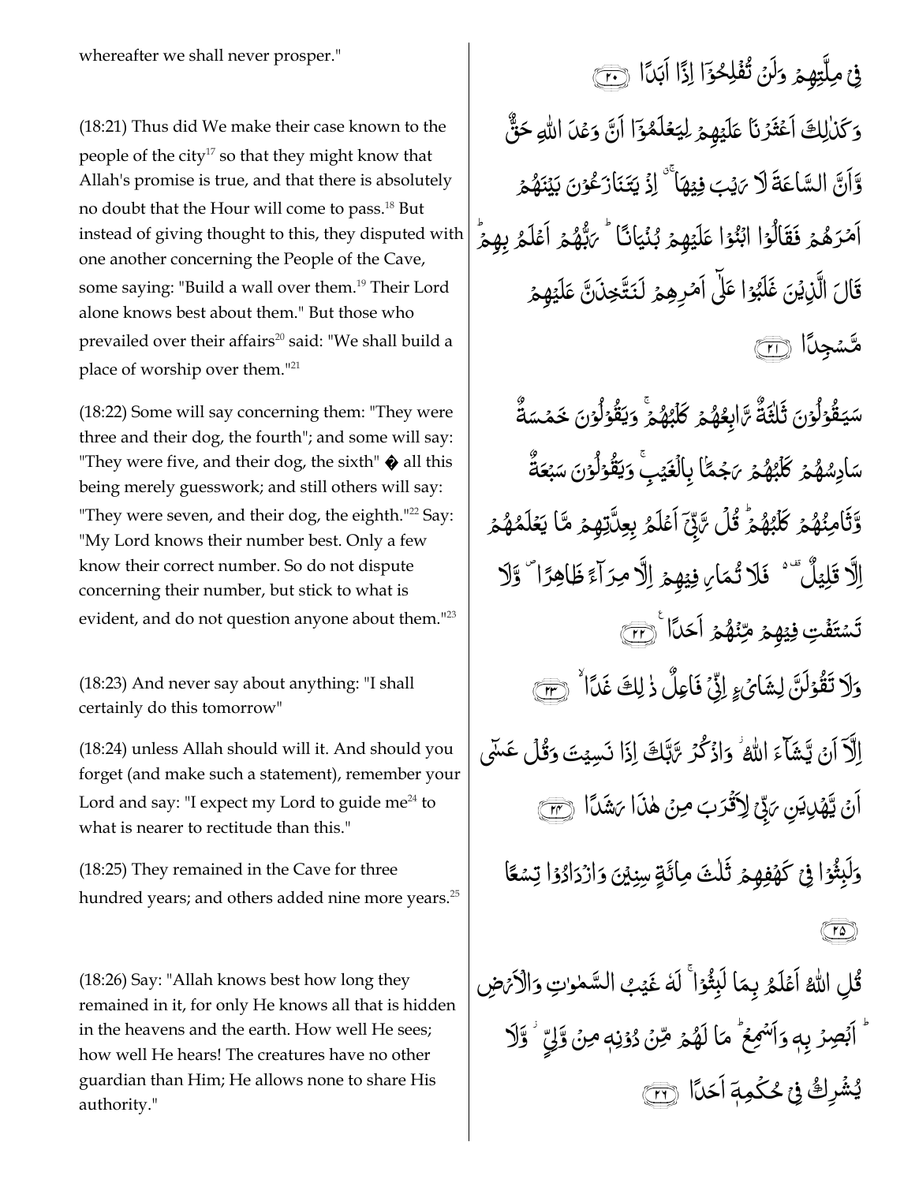whereafter we shall never prosper."

فِىۡ مِلَّتِهِمۡ وَلَنۡ تُفۡلِحُوۡۤا اِذًا اَبَدًا ﴿۲۰﴾

(18:21) Thus did We make their case known to the people of the city[17] so that they might know that Allah's promise is true, and that there is absolutely no doubt that the Hour will come to pass.[18] But instead of giving thought to this, they disputed with one another concerning the People of the Cave, some saying: "Build a wall over them.[19] Their Lord alone knows best about them." But those who prevailed over their affairs[20] said: "We shall build a place of worship over them."[21]

وَكَذٰلِكَ اَعۡثَرۡنَا عَلَيۡهِمۡ لِيَعۡلَمُوۡۤا اَنَّ وَعۡدَ اللّٰهِ حَقٌّ وَّاَنَّ السَّاعَةَ لَا رَيۡبَ فِيۡهَا​ ۚ اِذۡ يَتَنَازَعُوۡنَ بَيۡنَهُمۡ اَمۡرَهُمۡ​ فَقَالُوۡا ابۡنُوۡا عَلَيۡهِمۡ بُنۡيَانًا ​ؕ رَبُّهُمۡ اَعۡلَمُ بِهِمۡ​ ؕ قَالَ الَّذِيۡنَ غَلَبُوۡا عَلٰۤى اَمۡرِهِمۡ لَنَـتَّخِذَنَّ عَلَيۡهِمۡ مَّسۡجِدًا ﴿۲۱﴾

(18:22) Some will say concerning them: "They were three and their dog, the fourth"; and some will say: "They were five, and their dog, the sixth" � all this being merely guesswork; and still others will say: "They were seven, and their dog, the eighth."[22] Say: "My Lord knows their number best. Only a few know their correct number. So do not dispute concerning their number, but stick to what is evident, and do not question anyone about them."[23]

سَيَـقُوۡلُوۡنَ ثَلٰثَةٌ رَّابِعُهُمۡ كَلۡبُهُمۡ​ ۚ وَيَقُوۡلُوۡنَ خَمۡسَةٌ سَادِسُهُمۡ كَلۡبُهُمۡ رَجۡمًۢا بِالۡغَيۡبِ​ ۚ وَيَقُوۡلُوۡنَ سَبۡعَةٌ وَّثَامِنُهُمۡ كَلۡبُهُمۡ​ ؕ قُلْ رَّبِّىۡۤ اَعۡلَمُ بِعِدَّتِهِمۡ مَّا يَعۡلَمُهُمۡ اِلَّا قَلِيۡلٌ  ​ فَلَا تُمَارِ فِيۡهِمۡ اِلَّا مِرَآءً ظَاهِرًا ۖ وَّلَا تَسۡتَفۡتِ فِيۡهِمۡ مِّنۡهُمۡ اَحَدًا ﴿۲۲﴾

(18:23) And never say about anything: "I shall certainly do this tomorrow"

وَلَا تَقُوۡلَنَّ لِشَاىۡءٍ اِنِّىۡ فَاعِلٌ ذٰ لِكَ غَدًا ۙ ﴿۲۳﴾

(18:24) unless Allah should will it. And should you forget (and make such a statement), remember your Lord and say: "I expect my Lord to guide me[24] to what is nearer to rectitude than this."

اِلَّاۤ اَنۡ يَّشَآءَ اللّٰهُ​ وَاذۡكُرْ رَّبَّكَ اِذَا نَسِيۡتَ وَقُلۡ عَسٰۤى اَنۡ يَّهۡدِيَنِ رَبِّىۡ لِاَقۡرَبَ مِنۡ هٰذَا رَشَدًا ﴿۲۴﴾

(18:25) They remained in the Cave for three hundred years; and others added nine more years.[25]

وَلَبِثُوۡا فِىۡ كَهۡفِهِمۡ ثَلٰثَ مِائَةٍ سِنِيۡنَ وَازۡدَادُوۡا تِسۡعًا ﴿۲۵﴾

(18:26) Say: "Allah knows best how long they remained in it, for only He knows all that is hidden in the heavens and the earth. How well He sees; how well He hears! The creatures have no other guardian than Him; He allows none to share His authority."

قُلِ اللّٰهُ اَعۡلَمُ بِمَا لَبِثُوۡا​ ۚ لَهٗ غَيۡبُ السَّمٰوٰتِ وَالۡاَرۡضِ​ ؕ اَبۡصِرۡ بِهٖ وَاَسۡمِعۡ​ ؕ مَا لَهُمۡ مِّنۡ دُوۡنِهٖ مِنۡ وَّلِىٍّ وَّلَا يُشۡرِكُ فِىۡ حُكۡمِهٖۤ اَحَدًا ﴿۲۶﴾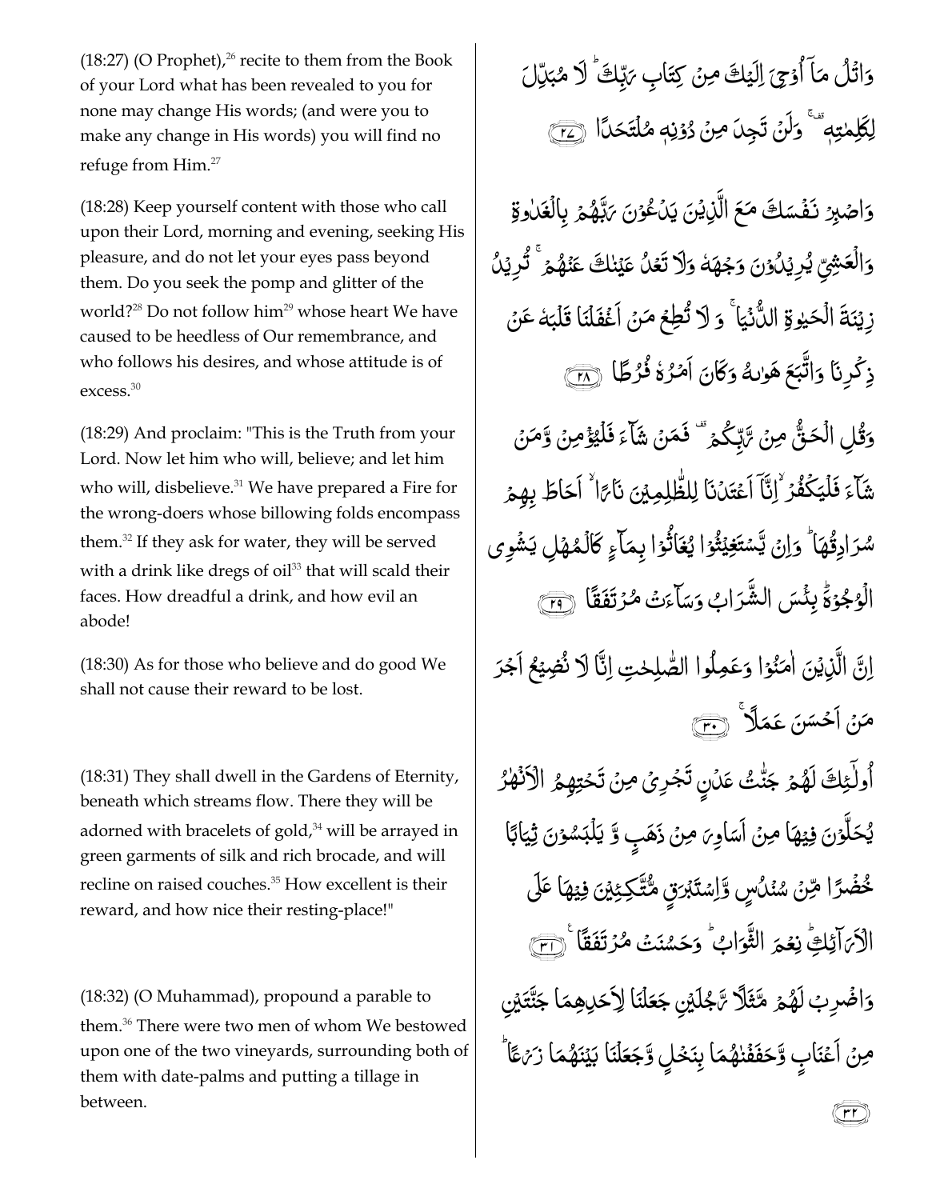(18:27) (O Prophet),[26] recite to them from the Book of your Lord what has been revealed to you for none may change His words; (and were you to make any change in His words) you will find no refuge from Him.[27]

وَاتْلُ مَآ اُوْحِيَ اِلَيْكَ مِنْ كِتَابِ رَبِّكَ ۚ لَا مُبَدِّلَ لِكَلِمٰتِهٖ ۚ وَلَنْ تَجِدَ مِنْ دُوْنِهٖ مُلْتَحَدًا ﴿٢٧﴾

(18:28) Keep yourself content with those who call upon their Lord, morning and evening, seeking His pleasure, and do not let your eyes pass beyond them. Do you seek the pomp and glitter of the world?[28] Do not follow him[29] whose heart We have caused to be heedless of Our remembrance, and who follows his desires, and whose attitude is of excess.[30]

وَاصْبِرْ نَفْسَكَ مَعَ الَّذِيْنَ يَدْعُوْنَ رَبَّهُمْ بِالْغَدٰوةِ وَالْعَشِيِّ يُرِيْدُوْنَ وَجْهَهٗ وَلَا تَعْدُ عَيْنٰكَ عَنْهُمْ ۚ تُرِيْدُ زِيْنَةَ الْحَيٰوةِ الدُّنْيَا ۚ وَلَا تُطِعْ مَنْ اَغْفَلْنَا قَلْبَهٗ عَنْ ذِكْرِنَا وَاتَّبَعَ هَوٰىهُ وَكَانَ اَمْرُهٗ فُرُطًا ﴿٢٨﴾

(18:29) And proclaim: "This is the Truth from your Lord. Now let him who will, believe; and let him who will, disbelieve.[31] We have prepared a Fire for the wrong-doers whose billowing folds encompass them.[32] If they ask for water, they will be served with a drink like dregs of oil[33] that will scald their faces. How dreadful a drink, and how evil an abode!

وَقُلِ الْحَقُّ مِنْ رَّبِّكُمْ ۗ فَمَنْ شَآءَ فَلْيُؤْمِنْ وَّمَنْ شَآءَ فَلْيَكْفُرْ ۙ اِنَّآ اَعْتَدْنَا لِلظّٰلِمِيْنَ نَارًا ۙ اَحَاطَ بِهِمْ سُرَادِقُهَا ۚ وَاِنْ يَّسْتَغِيْثُوْا يُغَاثُوْا بِمَآءٍ كَالْمُهْلِ يَشْوِي الْوُجُوْهَ ۚ بِئْسَ الشَّرَابُ وَسَآءَتْ مُرْتَفَقًا ﴿٢٩﴾

(18:30) As for those who believe and do good We shall not cause their reward to be lost.

اِنَّ الَّذِيْنَ اٰمَنُوْا وَعَمِلُوا الصّٰلِحٰتِ اِنَّا لَا نُضِيْعُ اَجْرَ مَنْ اَحْسَنَ عَمَلًا ۚ ﴿٣٠﴾

(18:31) They shall dwell in the Gardens of Eternity, beneath which streams flow. There they will be adorned with bracelets of gold,[34] will be arrayed in green garments of silk and rich brocade, and will recline on raised couches.[35] How excellent is their reward, and how nice their resting-place!"

اُولٰٓئِكَ لَهُمْ جَنّٰتُ عَدْنٍ تَجْرِيْ مِنْ تَحْتِهِمُ الْاَنْهٰرُ يُحَلَّوْنَ فِيْهَا مِنْ اَسَاوِرَ مِنْ ذَهَبٍ وَّ يَلْبَسُوْنَ ثِيَابًا خُضْرًا مِّنْ سُنْدُسٍ وَّاِسْتَبْرَقٍ مُّتَّكِـِٕيْنَ فِيْهَا عَلَى الْاَرَآئِكِ ۚ نِعْمَ الثَّوَابُ ۚ وَحَسُنَتْ مُرْتَفَقًا ﴿٣١﴾

(18:32) (O Muhammad), propound a parable to them.[36] There were two men of whom We bestowed upon one of the two vineyards, surrounding both of them with date-palms and putting a tillage in between.

وَاضْرِبْ لَهُمْ مَّثَلًا رَّجُلَيْنِ جَعَلْنَا لِاَحَدِهِمَا جَنَّتَيْنِ مِنْ اَعْنَابٍ وَّحَفَفْنٰهُمَا بِنَخْلٍ وَّجَعَلْنَا بَيْنَهُمَا زَرْعًا ۚ ﴿٣٢﴾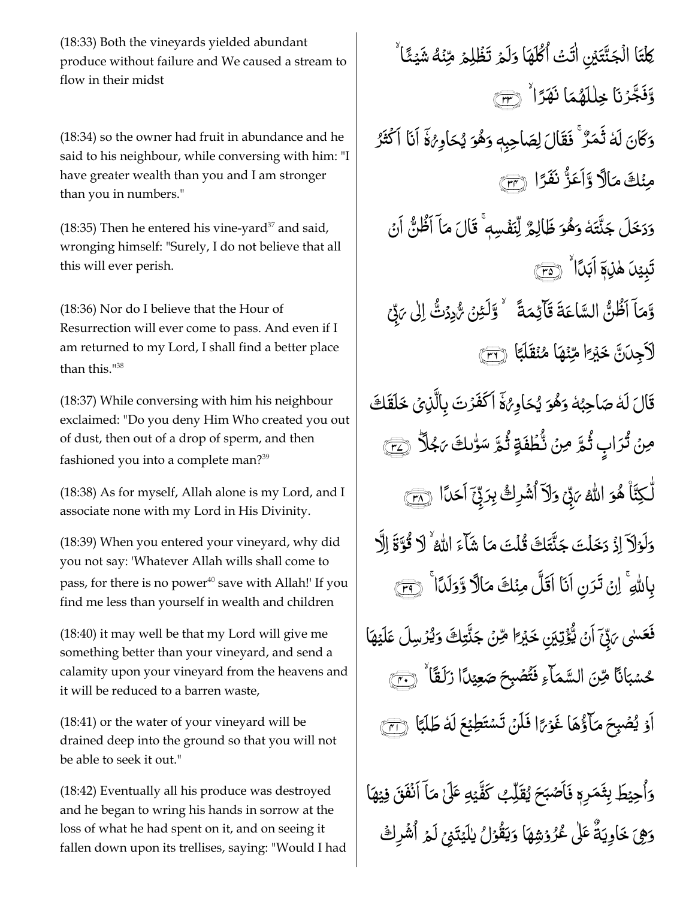(18:33) Both the vineyards yielded abundant produce without failure and We caused a stream to flow in their midst

كِلْتَا الْجَنَّتَيْنِ اٰتَتْ اُكُلَهَا وَلَمْ تَظْلِمْ مِّنْهُ شَيْـًٔا ۙ وَّفَجَّرْنَا خِلٰلَهُمَا نَهَرًا ۙ ﴿٣٣﴾

(18:34) so the owner had fruit in abundance and he said to his neighbour, while conversing with him: "I have greater wealth than you and I am stronger than you in numbers."

وَكَانَ لَهٗ ثَمَرٌ ۚ فَقَالَ لِصَاحِبِهٖ وَهُوَ يُحَاوِرُهٗۤ اَنَا اَكْثَرُ مِنْكَ مَالًا وَّاَعَزُّ نَفَرًا ﴿٣٤﴾

(18:35) Then he entered his vine-yard[37] and said, wronging himself: "Surely, I do not believe that all this will ever perish.

وَدَخَلَ جَنَّتَهٗ وَهُوَ ظَالِمٌ لِّنَفْسِهٖ ۚ قَالَ مَاۤ اَظُنُّ اَنْ تَبِيْدَ هٰذِهٖۤ اَبَدًا ۙ ﴿٣٥﴾

(18:36) Nor do I believe that the Hour of Resurrection will ever come to pass. And even if I am returned to my Lord, I shall find a better place than this."[38]

وَّمَاۤ اَظُنُّ السَّاعَةَ قَآئِمَةً ۙ وَّلَئِنْ رُّدِدْتُّ اِلٰى رَبِّىْ لَاَجِدَنَّ خَيْرًا مِّنْهَا مُنْقَلَبًا ﴿٣٦﴾

(18:37) While conversing with him his neighbour exclaimed: "Do you deny Him Who created you out of dust, then out of a drop of sperm, and then fashioned you into a complete man?[39]

قَالَ لَهٗ صَاحِبُهٗ وَهُوَ يُحَاوِرُهٗۤ اَكَفَرْتَ بِالَّذِىْ خَلَقَكَ مِنْ تُرَابٍ ثُمَّ مِنْ نُّطْفَةٍ ثُمَّ سَوّٰٮكَ رَجُلًا ؕ ﴿٣٧﴾

(18:38) As for myself, Allah alone is my Lord, and I associate none with my Lord in His Divinity.

لّٰـكِنَّا۟ هُوَ اللّٰهُ رَبِّىْ وَلَاۤ اُشْرِكُ بِرَبِّىْۤ اَحَدًا ﴿٣٨﴾

(18:39) When you entered your vineyard, why did you not say: 'Whatever Allah wills shall come to pass, for there is no power[40] save with Allah!' If you find me less than yourself in wealth and children

وَلَوْلَاۤ اِذْ دَخَلْتَ جَنَّتَكَ قُلْتَ مَا شَآءَ اللّٰهُ ۙ لَا قُوَّةَ اِلَّا بِاللّٰهِ ۚ اِنْ تَرَنِ اَنَا اَقَلَّ مِنْكَ مَالًا وَّوَلَدًا ۚ ﴿٣٩﴾

(18:40) it may well be that my Lord will give me something better than your vineyard, and send a calamity upon your vineyard from the heavens and it will be reduced to a barren waste,

فَعَسٰى رَبِّىْۤ اَنْ يُّؤْتِيَنِ خَيْرًا مِّنْ جَنَّتِكَ وَيُرْسِلَ عَلَيْهَا حُسْبَانًا مِّنَ السَّمَآءِ فَتُصْبِحَ صَعِيْدًا زَلَقًا ۙ ﴿٤٠﴾

(18:41) or the water of your vineyard will be drained deep into the ground so that you will not be able to seek it out."

اَوْ يُصْبِحَ مَآؤُهَا غَوْرًا فَلَنْ تَسْتَطِيْعَ لَهٗ طَلَبًا ﴿٤١﴾

(18:42) Eventually all his produce was destroyed and he began to wring his hands in sorrow at the loss of what he had spent on it, and on seeing it fallen down upon its trellises, saying: "Would I had

وَاُحِيْطَ بِثَمَرِهٖ فَاَصْبَحَ يُقَلِّبُ كَفَّيْهِ عَلٰى مَاۤ اَنْفَقَ فِيْهَا وَهِىَ خَاوِيَةٌ عَلٰى عُرُوْشِهَا وَيَقُوْلُ يٰلَيْتَنِىْ لَمْ اُشْرِكْ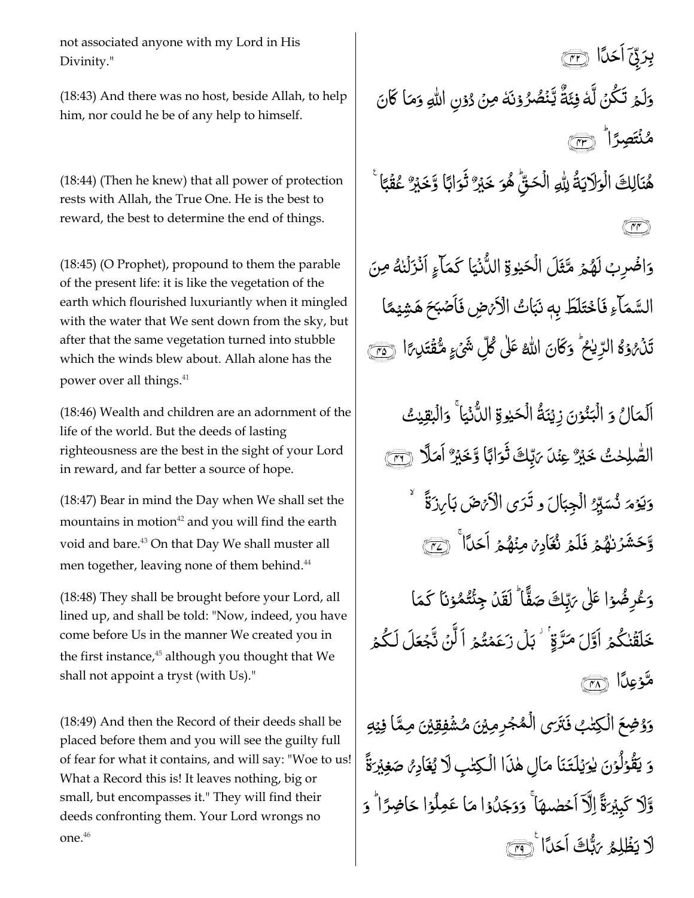بِرَبِّيٓ اَحَدًا ﴿٤٢﴾

not associated anyone with my Lord in His Divinity."

وَلَمْ تَكُنْ لَّهٗ فِئَةٌ يَّنْصُرُوْنَهٗ مِنْ دُوْنِ اللّٰهِ وَمَا كَانَ مُنْتَصِرًا ؕ ﴿٤٣﴾

(18:43) And there was no host, beside Allah, to help him, nor could he be of any help to himself.

هُنَالِكَ الْوَلَايَةُ لِلّٰهِ الْحَقِّ ؕ هُوَ خَيْرٌ ثَوَابًا وَّخَيْرٌ عُقْبًا ۠ ﴿٤٤﴾

(18:44) (Then he knew) that all power of protection rests with Allah, the True One. He is the best to reward, the best to determine the end of things.

وَاضْرِبْ لَهُمْ مَّثَلَ الْحَيٰوةِ الدُّنْيَا كَمَآءٍ اَنْزَلْنٰهُ مِنَ السَّمَآءِ فَاخْتَلَطَ بِهٖ نَبَاتُ الْاَرْضِ فَاَصْبَحَ هَشِيْمًا تَذْرُوْهُ الرِّيٰحُ ؕ وَكَانَ اللّٰهُ عَلٰى كُلِّ شَيْءٍ مُّقْتَدِرًا ﴿٤٥﴾

(18:45) (O Prophet), propound to them the parable of the present life: it is like the vegetation of the earth which flourished luxuriantly when it mingled with the water that We sent down from the sky, but after that the same vegetation turned into stubble which the winds blew about. Allah alone has the power over all things.[41]

اَلْمَالُ وَ الْبَنُوْنَ زِيْنَةُ الْحَيٰوةِ الدُّنْيَا ۚ وَالْبٰقِيٰتُ الصّٰلِحٰتُ خَيْرٌ عِنْدَ رَبِّكَ ثَوَابًا وَّخَيْرٌ اَمَلًا ﴿٤٦﴾

(18:46) Wealth and children are an adornment of the life of the world. But the deeds of lasting righteousness are the best in the sight of your Lord in reward, and far better a source of hope.

وَيَوْمَ نُسَيِّرُ الْجِبَالَ وَ تَرَى الْاَرْضَ بَارِزَةً ۙ وَّحَشَرْنٰهُمْ فَلَمْ نُغَادِرْ مِنْهُمْ اَحَدًا ۚ ﴿٤٧﴾

(18:47) Bear in mind the Day when We shall set the mountains in motion[42] and you will find the earth void and bare.[43] On that Day We shall muster all men together, leaving none of them behind.[44]

وَعُرِضُوْا عَلٰى رَبِّكَ صَفًّا ؕ لَقَدْ جِئْتُمُوْنَا كَمَا خَلَقْنٰكُمْ اَوَّلَ مَرَّةٍ ۫ بَلْ زَعَمْتُمْ اَلَّنْ نَّجْعَلَ لَكُمْ مَّوْعِدًا ﴿٤٨﴾

(18:48) They shall be brought before your Lord, all lined up, and shall be told: "Now, indeed, you have come before Us in the manner We created you in the first instance,[45] although you thought that We shall not appoint a tryst (with Us)."

وَوُضِعَ الْكِتٰبُ فَتَرَى الْمُجْرِمِيْنَ مُشْفِقِيْنَ مِمَّا فِيْهِ وَ يَقُوْلُوْنَ يٰوَيْلَتَنَا مَالِ هٰذَا الْكِتٰبِ لَا يُغَادِرُ صَغِيْرَةً وَّلَا كَبِيْرَةً اِلَّآ اَحْصٰهَا ۚ وَوَجَدُوْا مَا عَمِلُوْا حَاضِرًا ؕ وَ لَا يَظْلِمُ رَبُّكَ اَحَدًا ۚ ﴿٤٩﴾

(18:49) And then the Record of their deeds shall be placed before them and you will see the guilty full of fear for what it contains, and will say: "Woe to us! What a Record this is! It leaves nothing, big or small, but encompasses it." They will find their deeds confronting them. Your Lord wrongs no one.[46]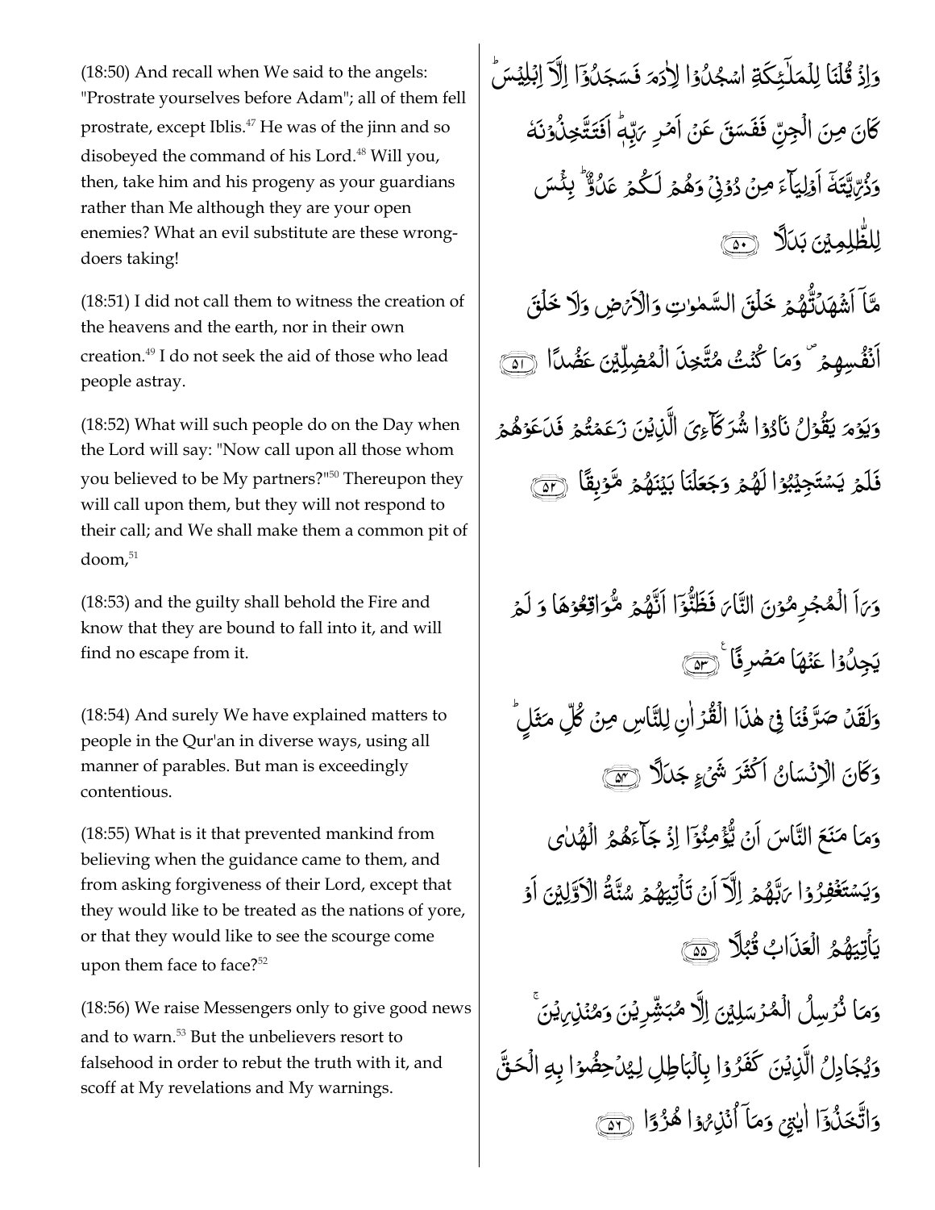(18:50) And recall when We said to the angels: "Prostrate yourselves before Adam"; all of them fell prostrate, except Iblis.[47] He was of the jinn and so disobeyed the command of his Lord.[48] Will you, then, take him and his progeny as your guardians rather than Me although they are your open enemies? What an evil substitute are these wrong-doers taking!

وَاِذۡ قُلۡنَا لِلۡمَلٰٓـئِكَةِ اسۡجُدُوۡا لِاٰدَمَ فَسَجَدُوۡۤا اِلَّاۤ اِبۡلِيۡسَ ؕ كَانَ مِنَ الۡجِنِّ فَفَسَقَ عَنۡ اَمۡرِ رَبِّهٖ ؕ اَفَتَتَّخِذُوۡنَهٗ وَذُرِّيَّتَهٗۤ اَوۡلِيَآءَ مِنۡ دُوۡنِىۡ وَهُمۡ لَـكُمۡ عَدُوٌّ ؕ بِئۡسَ لِلظّٰلِمِيۡنَ بَدَلًا ﴿۵۰﴾

(18:51) I did not call them to witness the creation of the heavens and the earth, nor in their own creation.[49] I do not seek the aid of those who lead people astray.

مَّاۤ اَشۡهَدْتُّهُمۡ خَلۡقَ السَّمٰوٰتِ وَالۡاَرۡضِ وَلَا خَلۡقَ اَنۡفُسِهِمۡ ۖ وَمَا كُنۡتُ مُتَّخِذَ الۡمُضِلِّيۡنَ عَضُدًا ﴿۵۱﴾

(18:52) What will such people do on the Day when the Lord will say: "Now call upon all those whom you believed to be My partners?"[50] Thereupon they will call upon them, but they will not respond to their call; and We shall make them a common pit of doom,[51]

وَيَوۡمَ يَقُوۡلُ نَادُوۡا شُرَكَآءِىَ الَّذِيۡنَ زَعَمۡتُمۡ فَدَعَوۡهُمۡ فَلَمۡ يَسۡتَجِيۡبُوۡا لَهُمۡ وَجَعَلۡنَا بَيۡنَهُمۡ مَّوۡبِقًا ﴿۵۲﴾

(18:53) and the guilty shall behold the Fire and know that they are bound to fall into it, and will find no escape from it.

وَرَاَ الۡمُجۡرِمُوۡنَ النَّارَ فَظَنُّوۡۤا اَنَّهُمۡ مُّوَاقِعُوۡهَا وَلَمۡ يَجِدُوۡا عَنۡهَا مَصۡرِفًا ﴿۵۳﴾

(18:54) And surely We have explained matters to people in the Qur'an in diverse ways, using all manner of parables. But man is exceedingly contentious.

وَلَقَدۡ صَرَّفۡنَا فِىۡ هٰذَا الۡقُرۡاٰنِ لِلنَّاسِ مِنۡ كُلِّ مَثَلٍ ؕ وَكَانَ الۡاِنۡسَانُ اَكۡثَرَ شَىۡءٍ جَدَلًا ﴿۵۴﴾

(18:55) What is it that prevented mankind from believing when the guidance came to them, and from asking forgiveness of their Lord, except that they would like to be treated as the nations of yore, or that they would like to see the scourge come upon them face to face?[52]

وَمَا مَنَعَ النَّاسَ اَنۡ يُّؤۡمِنُوۡۤا اِذۡ جَآءَهُمُ الۡهُدٰى وَيَسۡتَغۡفِرُوۡا رَبَّهُمۡ اِلَّاۤ اَنۡ تَاۡتِيَهُمۡ سُنَّةُ الۡاَوَّلِيۡنَ اَوۡ يَاۡتِيَهُمُ الۡعَذَابُ قُبُلًا ﴿۵۵﴾

(18:56) We raise Messengers only to give good news and to warn.[53] But the unbelievers resort to falsehood in order to rebut the truth with it, and scoff at My revelations and My warnings.

وَمَا نُرۡسِلُ الۡمُرۡسَلِيۡنَ اِلَّا مُبَشِّرِيۡنَ وَمُنۡذِرِيۡنَ ۚ وَيُجَادِلُ الَّذِيۡنَ كَفَرُوۡا بِالۡبَاطِلِ لِيُدۡحِضُوۡا بِهِ الۡحَقَّ وَاتَّخَذُوۡۤا اٰيٰتِىۡ وَمَاۤ اُنۡذِرُوۡا هُزُوًا ﴿۵۶﴾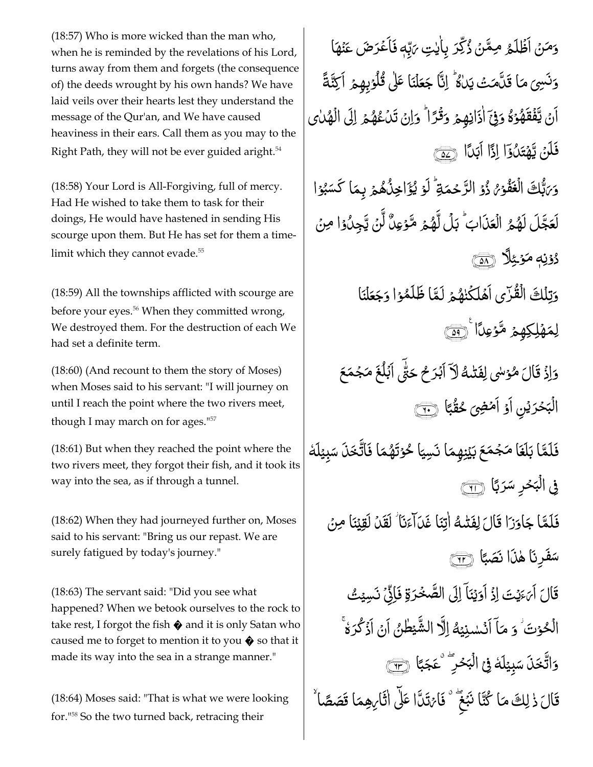(18:57) Who is more wicked than the man who, when he is reminded by the revelations of his Lord, turns away from them and forgets (the consequence of) the deeds wrought by his own hands? We have laid veils over their hearts lest they understand the message of the Qur'an, and We have caused heaviness in their ears. Call them as you may to the Right Path, they will not be ever guided aright.[54]

وَمَنۡ اَظۡلَمُ مِمَّنۡ ذُكِّرَ بِاٰيٰتِ رَبِّهٖ فَاَعۡرَضَ عَنۡهَا وَنَسِىَ مَا قَدَّمَتۡ يَدٰهُ‌ ؕ اِنَّا جَعَلۡنَا عَلٰى قُلُوۡبِهِمۡ اَكِنَّةً اَنۡ يَّفۡقَهُوۡهُ وَفِىۡۤ اٰذَانِهِمۡ وَقۡرًا‌ ؕ وَاِنۡ تَدۡعُهُمۡ اِلَى الۡهُدٰى فَلَنۡ يَّهۡتَدُوۡۤا اِذًا اَبَدًا ﴿۵۷﴾

(18:58) Your Lord is All-Forgiving, full of mercy. Had He wished to take them to task for their doings, He would have hastened in sending His scourge upon them. But He has set for them a time-limit which they cannot evade.[55]

وَرَبُّكَ الۡغَفُوۡرُ ذُو الرَّحۡمَةِ‌ ؕ لَوۡ يُؤَاخِذُهُمۡ بِمَا كَسَبُوۡا لَعَجَّلَ لَهُمُ الۡعَذَابَ‌ ؕ بَلْ لَّهُمۡ مَّوۡعِدٌ لَّنۡ يَّجِدُوۡا مِنۡ دُوۡنِهٖ مَوۡـئِلًا ﴿۵۸﴾

(18:59) All the townships afflicted with scourge are before your eyes.[56] When they committed wrong, We destroyed them. For the destruction of each We had set a definite term.

وَتِلۡكَ الۡقُرٰٓى اَهۡلَكۡنٰهُمۡ لَمَّا ظَلَمُوۡا وَجَعَلۡنَا لِمَهۡلِكِهِمۡ مَّوۡعِدًا ﴿۵۹﴾

(18:60) (And recount to them the story of Moses) when Moses said to his servant: "I will journey on until I reach the point where the two rivers meet, though I may march on for ages."[57]

وَاِذۡ قَالَ مُوۡسٰى لِفَتٰٮهُ لَاۤ اَبۡرَحُ حَتّٰۤى اَبۡلُغَ مَجۡمَعَ الۡبَحۡرَيۡنِ اَوۡ اَمۡضِىَ حُقُبًا ﴿۶۰﴾

(18:61) But when they reached the point where the two rivers meet, they forgot their fish, and it took its way into the sea, as if through a tunnel.

فَلَمَّا بَلَغَا مَجۡمَعَ بَيۡنِهِمَا نَسِيَا حُوۡتَهُمَا فَاتَّخَذَ سَبِيۡلَهٗ فِى الۡبَحۡرِ سَرَبًا ﴿۶۱﴾

(18:62) When they had journeyed further on, Moses said to his servant: "Bring us our repast. We are surely fatigued by today's journey."

فَلَمَّا جَاوَزَا قَالَ لِفَتٰٮهُ اٰتِنَا غَدَآءَنَا لَقَدۡ لَقِيۡنَا مِنۡ سَفَرِنَا هٰذَا نَصَبًا ﴿۶۲﴾

(18:63) The servant said: "Did you see what happened? When we betook ourselves to the rock to take rest, I forgot the fish � and it is only Satan who caused me to forget to mention it to you � so that it made its way into the sea in a strange manner."

قَالَ اَرَءَيۡتَ اِذۡ اَوَيۡنَاۤ اِلَى الصَّخۡرَةِ فَاِنِّىۡ نَسِيۡتُ الۡحُوۡتَ وَمَاۤ اَنۡسٰنِيۡهُ اِلَّا الشَّيۡطٰنُ اَنۡ اَذۡكُرَهٗ‌ ۚ وَاتَّخَذَ سَبِيۡلَهٗ فِى الۡبَحۡرِ ‌ۖ عَجَبًا ﴿۶۳﴾

(18:64) Moses said: "That is what we were looking for."[58] So the two turned back, retracing their

قَالَ ذٰ لِكَ مَا كُنَّا نَبۡغِ‌ ۖ فَارۡتَدَّا عَلٰٓى اٰثَارِهِمَا قَصَصًا ۙ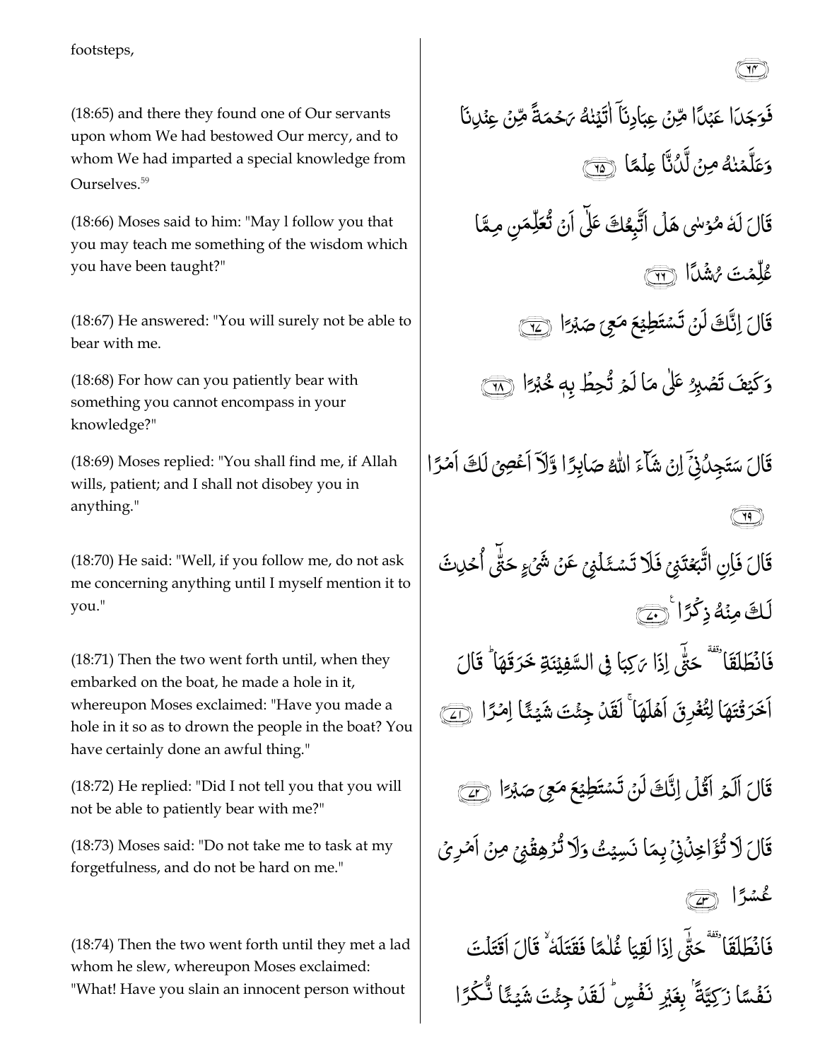footsteps,

(18:65) and there they found one of Our servants upon whom We had bestowed Our mercy, and to whom We had imparted a special knowledge from Ourselves.[59]

فَوَجَدَا عَبْدًا مِّنْ عِبَادِنَآ اٰتَيْنٰهُ رَحْمَةً مِّنْ عِنْدِنَا وَعَلَّمْنٰهُ مِنْ لَّدُنَّا عِلْمًا ﴿٦٥﴾

(18:66) Moses said to him: "May I follow you that you may teach me something of the wisdom which you have been taught?"

قَالَ لَهٗ مُوْسٰى هَلْ اَتَّبِعُكَ عَلٰٓى اَنْ تُعَلِّمَنِ مِمَّا عُلِّمْتَ رُشْدًا ﴿٦٦﴾

(18:67) He answered: "You will surely not be able to bear with me.

قَالَ اِنَّكَ لَنْ تَسْتَطِيْعَ مَعِىَ صَبْرًا ﴿٦٧﴾

(18:68) For how can you patiently bear with something you cannot encompass in your knowledge?"

وَكَيْفَ تَصْبِرُ عَلٰى مَا لَمْ تُحِطْ بِهٖ خُبْرًا ﴿٦٨﴾

(18:69) Moses replied: "You shall find me, if Allah wills, patient; and I shall not disobey you in anything."

قَالَ سَتَجِدُنِىْٓ اِنْ شَآءَ اللّٰهُ صَابِرًا وَّلَآ اَعْصِىْ لَكَ اَمْرًا ﴿٦٩﴾

(18:70) He said: "Well, if you follow me, do not ask me concerning anything until I myself mention it to you."

قَالَ فَاِنِ اتَّبَعْتَنِىْ فَلَا تَسْـَٔلْنِىْ عَنْ شَىْءٍ حَتّٰٓى اُحْدِثَ لَكَ مِنْهُ ذِكْرًا ﴿٧٠﴾

(18:71) Then the two went forth until, when they embarked on the boat, he made a hole in it, whereupon Moses exclaimed: "Have you made a hole in it so as to drown the people in the boat? You have certainly done an awful thing."

فَانْطَلَقَا ۫ حَتّٰٓى اِذَا رَكِبَا فِى السَّفِيْنَةِ خَرَقَهَا ؕ قَالَ اَخَرَقْتَهَا لِتُغْرِقَ اَهْلَهَا ۚ لَقَدْ جِئْتَ شَيْـًٔا اِمْرًا ﴿٧١﴾

(18:72) He replied: "Did I not tell you that you will not be able to patiently bear with me?"

قَالَ اَلَمْ اَقُلْ اِنَّكَ لَنْ تَسْتَطِيْعَ مَعِىَ صَبْرًا ﴿٧٢﴾

(18:73) Moses said: "Do not take me to task at my forgetfulness, and do not be hard on me."

قَالَ لَا تُؤَاخِذْنِىْ بِمَا نَسِيْتُ وَلَا تُرْهِقْنِىْ مِنْ اَمْرِىْ عُسْرًا ﴿٧٣﴾

(18:74) Then the two went forth until they met a lad whom he slew, whereupon Moses exclaimed: "What! Have you slain an innocent person without

فَانْطَلَقَا ۫ حَتّٰٓى اِذَا لَقِيَا غُلٰمًا فَقَتَلَهٗ ۙ قَالَ اَقَتَلْتَ نَفْسًا زَكِيَّةً ۢ بِغَيْرِ نَفْسٍ ؕ لَقَدْ جِئْتَ شَيْـًٔا نُّكْرًا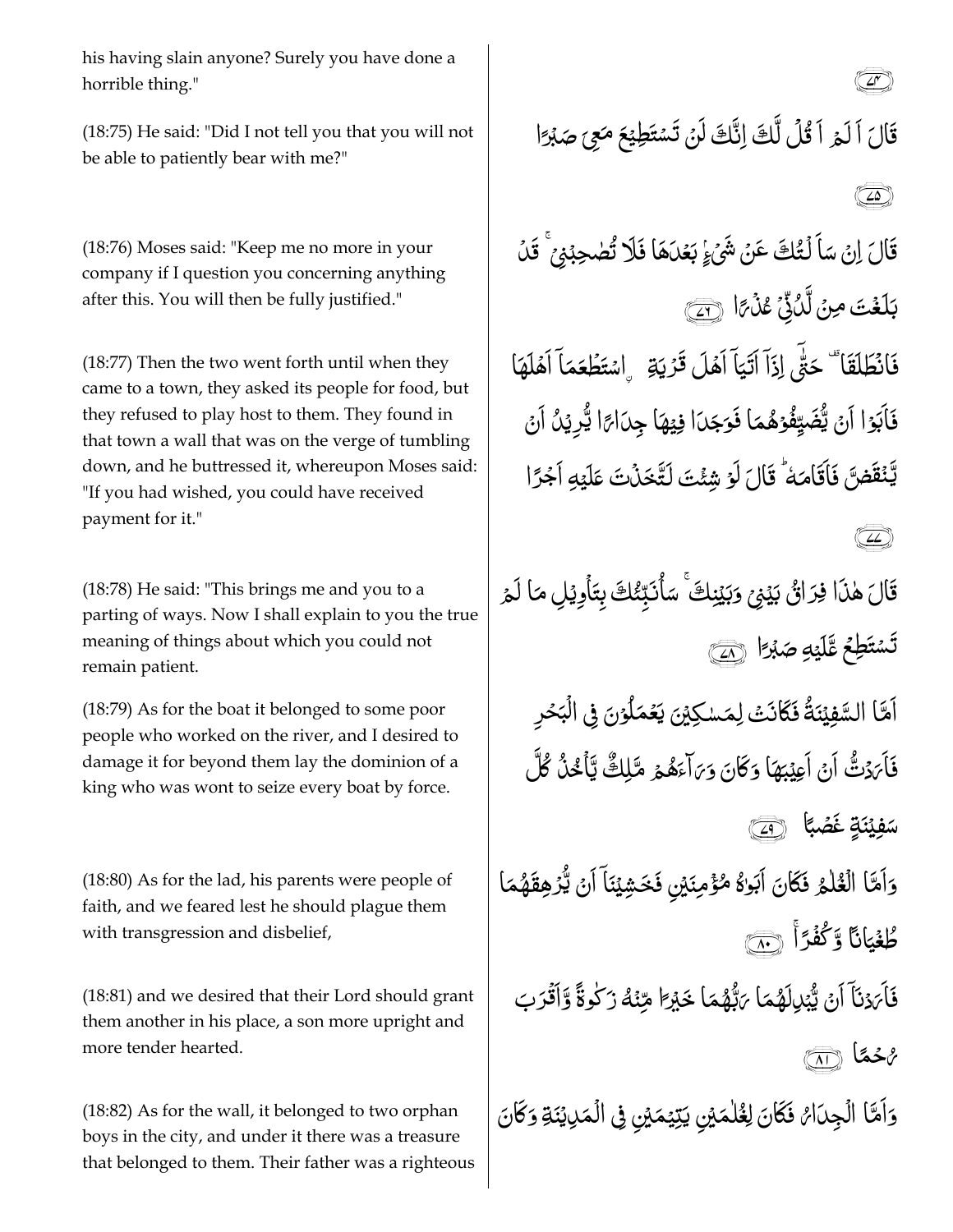his having slain anyone? Surely you have done a horrible thing."

﴿٧٤﴾

(18:75) He said: "Did I not tell you that you will not be able to patiently bear with me?"

قَالَ اَلَمۡ اَقُلۡ لَّكَ اِنَّكَ لَنۡ تَسۡتَطِيۡعَ مَعِىَ صَبۡرًا

﴿٧٥﴾

(18:76) Moses said: "Keep me no more in your company if I question you concerning anything after this. You will then be fully justified."

قَالَ اِنۡ سَاَ لۡتُكَ عَنۡ شَىۡءٍۢ بَعۡدَهَا فَلَا تُصٰحِبۡنِىۡ‌ۚ قَدۡ بَلَغۡتَ مِنۡ لَّدُنِّىۡ عُذۡرًا ﴿٧٦﴾

(18:77) Then the two went forth until when they came to a town, they asked its people for food, but they refused to play host to them. They found in that town a wall that was on the verge of tumbling down, and he buttressed it, whereupon Moses said: "If you had wished, you could have received payment for it."

فَانْطَلَقَا‌ ۓ حَتّٰٓى اِذَاۤ اَتَيَاۤ اَهۡلَ قَرۡيَةِ ۨاسۡتَطۡعَمَاۤ اَهۡلَهَا فَاَبَوۡا اَنۡ يُّضَيِّفُوۡهُمَا فَوَجَدَا فِيۡهَا جِدَارًا يُّرِيۡدُ اَنۡ يَّنۡقَضَّ فَاَقَامَهٗ‌ ؕ قَالَ لَوۡ شِئۡتَ لَـتَّخَذۡتَ عَلَيۡهِ اَجۡرًا

﴿٧٧﴾

(18:78) He said: "This brings me and you to a parting of ways. Now I shall explain to you the true meaning of things about which you could not remain patient.

قَالَ هٰذَا فِرَاقُ بَيۡنِىۡ وَبَيۡنِكَ‌ ۚ سَاُنَبِّئُكَ بِتَاۡوِيۡلِ مَا لَمۡ تَسۡتَطِعْ عَّلَيۡهِ صَبۡرًا ﴿٧٨﴾

(18:79) As for the boat it belonged to some poor people who worked on the river, and I desired to damage it for beyond them lay the dominion of a king who was wont to seize every boat by force.

اَمَّا السَّفِيۡنَةُ فَكَانَتۡ لِمَسٰكِيۡنَ يَعۡمَلُوۡنَ فِى الۡبَحۡرِ فَاَرَدْتُّ اَنۡ اَعِيۡبَهَا وَكَانَ وَرَآءَهُمۡ مَّلِكٌ يَّاۡخُذُ كُلَّ سَفِيۡنَةٍ غَصۡبًا ﴿٧٩﴾

(18:80) As for the lad, his parents were people of faith, and we feared lest he should plague them with transgression and disbelief,

وَاَمَّا الۡغُلٰمُ فَكَانَ اَبَوٰهُ مُؤۡمِنَيۡنِ فَخَشِيۡنَاۤ اَنۡ يُّرۡهِقَهُمَا طُغۡيَانًا وَّكُفۡرًا‌ ۚ ﴿٨٠﴾

(18:81) and we desired that their Lord should grant them another in his place, a son more upright and more tender hearted.

فَاَرَدۡنَاۤ اَنۡ يُّبۡدِلَهُمَا رَبُّهُمَا خَيۡرًا مِّنۡهُ زَكٰوةً وَّاَقۡرَبَ رُحۡمًا ﴿٨١﴾

(18:82) As for the wall, it belonged to two orphan boys in the city, and under it there was a treasure that belonged to them. Their father was a righteous

وَاَمَّا الۡجِدَارُ فَكَانَ لِغُلٰمَيۡنِ يَتِيۡمَيۡنِ فِى الۡمَدِيۡنَةِ وَكَانَ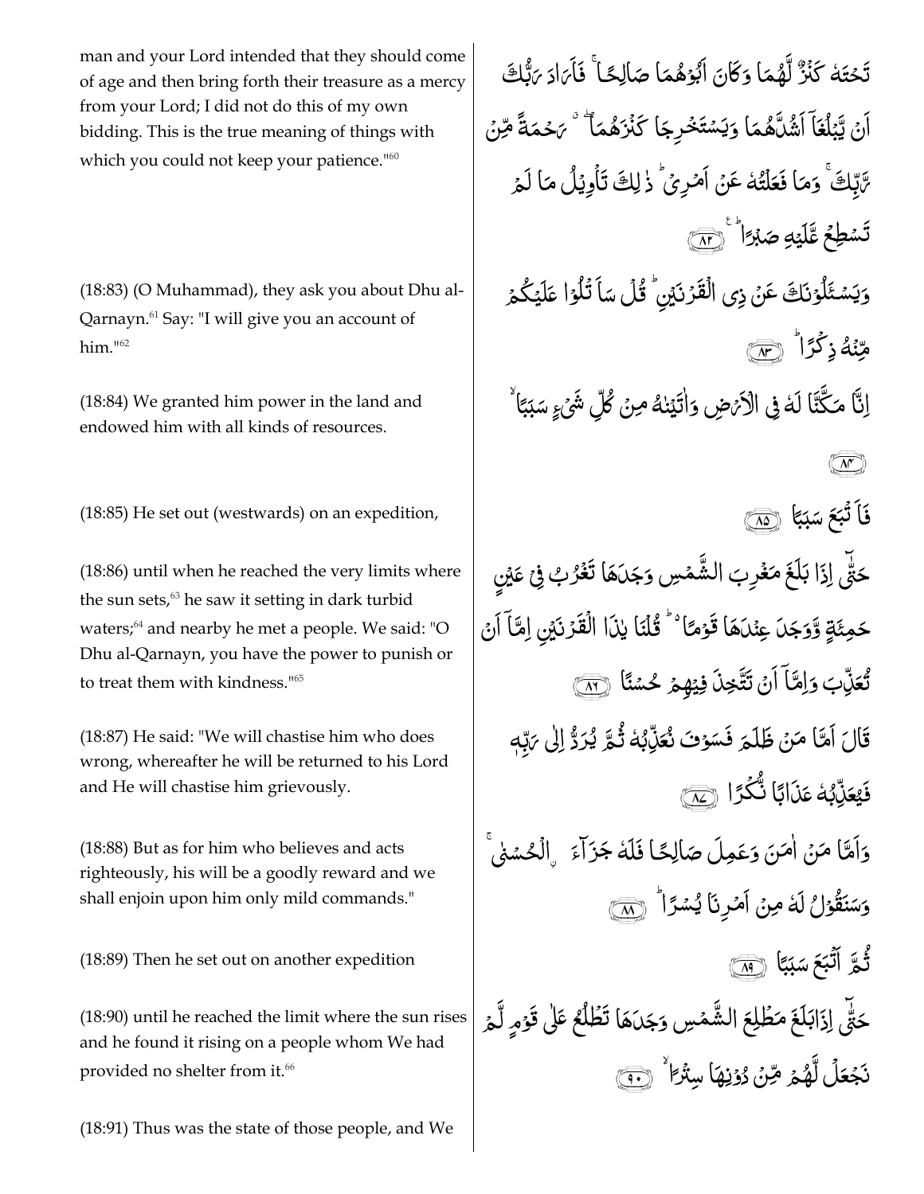man and your Lord intended that they should come of age and then bring forth their treasure as a mercy from your Lord; I did not do this of my own bidding. This is the true meaning of things with which you could not keep your patience."[60]

تَحْتَهٗ كَنْزٌ لَّهُمَا وَكَانَ اَبُوْهُمَا صَالِحًا ۚ فَاَرَادَ رَبُّكَ اَنْ يَّبْلُغَاۤ اَشُدَّهُمَا وَيَسْتَخْرِجَا كَنْزَهُمَا ۖ رَحْمَةً مِّنْ رَّبِّكَ ۚ وَمَا فَعَلْتُهٗ عَنْ اَمْرِىْ ؕ ذٰلِكَ تَاْوِيْلُ مَا لَمْ تَسْطِعْ عَّلَيْهِ صَبْرًا ؕ ﴿۸۲﴾

(18:83) (O Muhammad), they ask you about Dhu al-Qarnayn.[61] Say: "I will give you an account of him."[62]

وَيَسْـَٔلُوْنَكَ عَنْ ذِى الْقَرْنَيْنِ ؕ قُلْ سَاَتْلُوْا عَلَيْكُمْ مِّنْهُ ذِكْرًا ؕ ﴿۸۳﴾

(18:84) We granted him power in the land and endowed him with all kinds of resources.

اِنَّا مَكَّنَّا لَهٗ فِى الْاَرْضِ وَاٰتَيْنٰهُ مِنْ كُلِّ شَىْءٍ سَبَبًا ۙ ﴿۸۴﴾

(18:85) He set out (westwards) on an expedition,

فَاَتْبَعَ سَبَبًا ﴿۸۵﴾

(18:86) until when he reached the very limits where the sun sets,[63] he saw it setting in dark turbid waters;[64] and nearby he met a people. We said: "O Dhu al-Qarnayn, you have the power to punish or to treat them with kindness."[65]

حَتّٰۤى اِذَا بَلَغَ مَغْرِبَ الشَّمْسِ وَجَدَهَا تَغْرُبُ فِىْ عَيْنٍ حَمِئَةٍ وَّوَجَدَ عِنْدَهَا قَوْمًا ؕ قُلْنَا يٰذَا الْقَرْنَيْنِ اِمَّاۤ اَنْ تُعَذِّبَ وَاِمَّاۤ اَنْ تَتَّخِذَ فِيْهِمْ حُسْنًا ﴿۸۶﴾

(18:87) He said: "We will chastise him who does wrong, whereafter he will be returned to his Lord and He will chastise him grievously.

قَالَ اَمَّا مَنْ ظَلَمَ فَسَوْفَ نُعَذِّبُهٗ ثُمَّ يُرَدُّ اِلٰى رَبِّهٖ فَيُعَذِّبُهٗ عَذَابًا نُّكْرًا ﴿۸۷﴾

(18:88) But as for him who believes and acts righteously, his will be a goodly reward and we shall enjoin upon him only mild commands."

وَاَمَّا مَنْ اٰمَنَ وَعَمِلَ صَالِحًا فَلَهٗ جَزَآءَ ۟ الْحُسْنٰى ۚ وَسَنَقُوْلُ لَهٗ مِنْ اَمْرِنَا يُسْرًا ؕ ﴿۸۸﴾

(18:89) Then he set out on another expedition

ثُمَّ اَتْبَعَ سَبَبًا ﴿۸۹﴾

(18:90) until he reached the limit where the sun rises and he found it rising on a people whom We had provided no shelter from it.[66]

حَتّٰۤى اِذَا بَلَغَ مَطْلِعَ الشَّمْسِ وَجَدَهَا تَطْلُعُ عَلٰى قَوْمٍ لَّمْ نَجْعَلْ لَّهُمْ مِّنْ دُوْنِهَا سِتْرًا ۙ ﴿۹۰﴾

(18:91) Thus was the state of those people, and We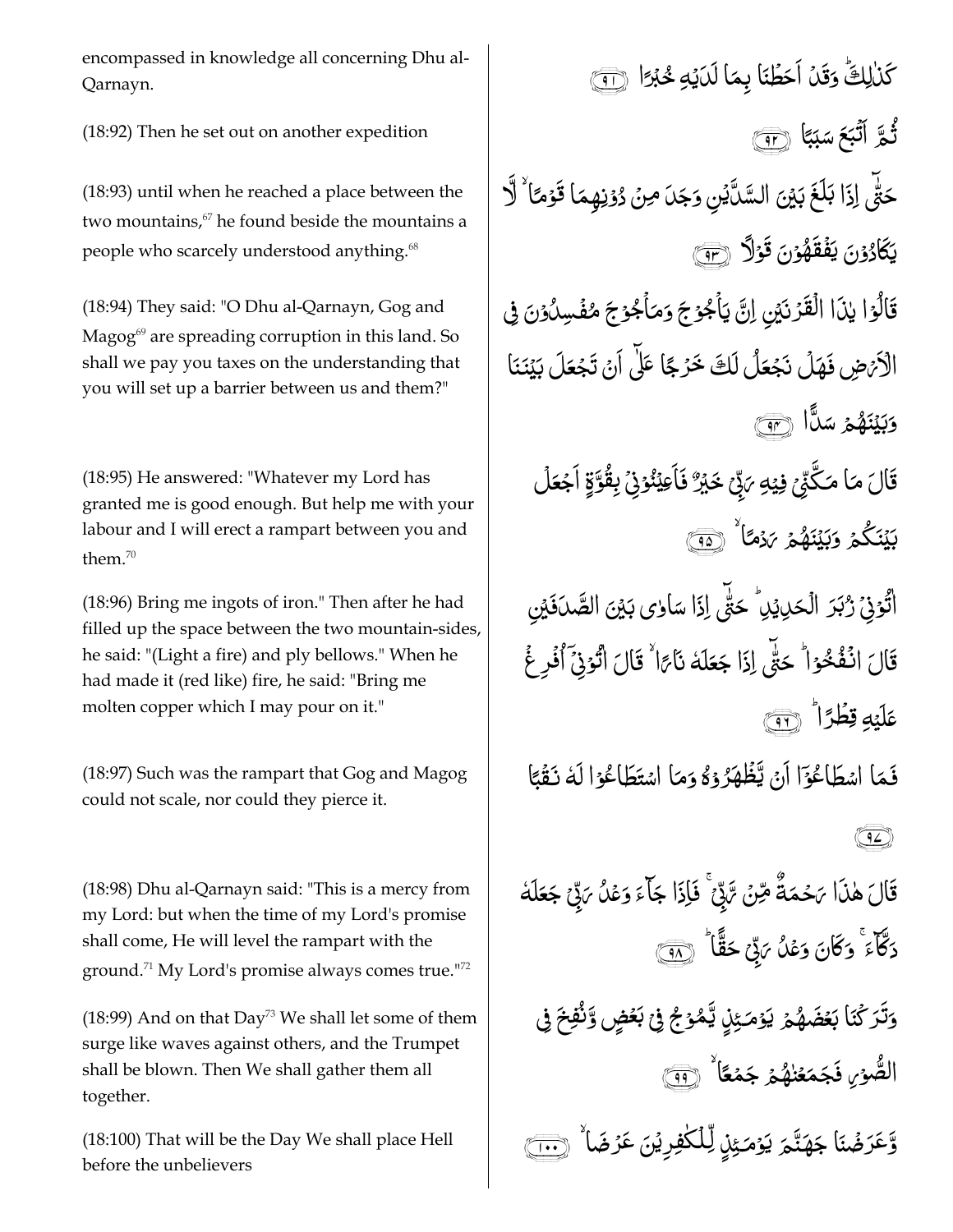encompassed in knowledge all concerning Dhu al-Qarnayn.

كَذٰلِكَۖ وَقَدۡ اَحَطۡنَا بِمَا لَدَيۡهِ خُبۡرًا ﴿٩١﴾

(18:92) Then he set out on another expedition

ثُمَّ اَتۡبَعَ سَبَبًا ﴿٩٢﴾

(18:93) until when he reached a place between the two mountains,[67] he found beside the mountains a people who scarcely understood anything.[68]

حَتّٰۤى اِذَا بَلَغَ بَيۡنَ السَّدَّيۡنِ وَجَدَ مِنۡ دُوۡنِهِمَا قَوۡمًا ۙ لَّا يَكَادُوۡنَ يَفۡقَهُوۡنَ قَوۡلًا ﴿٩٣﴾

(18:94) They said: "O Dhu al-Qarnayn, Gog and Magog[69] are spreading corruption in this land. So shall we pay you taxes on the understanding that you will set up a barrier between us and them?"

قَالُوۡا يٰذَا الۡقَرۡنَيۡنِ اِنَّ يَاۡجُوۡجَ وَمَاۡجُوۡجَ مُفۡسِدُوۡنَ فِى الۡاَرۡضِ فَهَلۡ نَجۡعَلُ لَكَ خَرۡجًا عَلٰٓى اَنۡ تَجۡعَلَ بَيۡنَنَا وَبَيۡنَهُمۡ سَدًّا ﴿٩٤﴾

(18:95) He answered: "Whatever my Lord has granted me is good enough. But help me with your labour and I will erect a rampart between you and them.[70]

قَالَ مَا مَكَّنِّىۡ فِيۡهِ رَبِّىۡ خَيۡرٌ فَاَعِيۡنُوۡنِىۡ بِقُوَّةٍ اَجۡعَلۡ بَيۡنَكُمۡ وَبَيۡنَهُمۡ رَدۡمًا ۙ ﴿٩٥﴾

(18:96) Bring me ingots of iron." Then after he had filled up the space between the two mountain-sides, he said: "(Light a fire) and ply bellows." When he had made it (red like) fire, he said: "Bring me molten copper which I may pour on it."

اٰتُوۡنِىۡ زُبَرَ الۡحَدِيۡدِ ؕ حَتّٰۤى اِذَا سَاوٰى بَيۡنَ الصَّدَفَيۡنِ قَالَ انْفُخُوۡا ؕ حَتّٰۤى اِذَا جَعَلَهٗ نَارًا ۙ قَالَ اٰتُوۡنِىۡۤ اُفۡرِغۡ عَلَيۡهِ قِطۡرًا ؕ ﴿٩٦﴾

(18:97) Such was the rampart that Gog and Magog could not scale, nor could they pierce it.

فَمَا اسۡطَاعُوۡۤا اَنۡ يَّظۡهَرُوۡهُ وَمَا اسۡتَطَاعُوۡا لَهٗ نَقۡبًا ﴿٩٧﴾

(18:98) Dhu al-Qarnayn said: "This is a mercy from my Lord: but when the time of my Lord's promise shall come, He will level the rampart with the ground.[71] My Lord's promise always comes true."[72]

قَالَ هٰذَا رَحۡمَةٌ مِّنۡ رَّبِّىۡ‌ ۚ فَاِذَا جَآءَ وَعۡدُ رَبِّىۡ جَعَلَهٗ دَكَّآءَ‌ ۚ وَكَانَ وَعۡدُ رَبِّىۡ حَقًّا ؕ ﴿٩٨﴾

(18:99) And on that Day[73] We shall let some of them surge like waves against others, and the Trumpet shall be blown. Then We shall gather them all together.

وَتَرَكۡنَا بَعۡضَهُمۡ يَوۡمَئِذٍ يَّمُوۡجُ فِىۡ بَعۡضٍ وَّنُفِخَ فِى الصُّوۡرِ فَجَمَعۡنٰهُمۡ جَمۡعًا ۙ ﴿٩٩﴾

(18:100) That will be the Day We shall place Hell before the unbelievers

وَّعَرَضۡنَا جَهَنَّمَ يَوۡمَئِذٍ لِّلۡكٰفِرِيۡنَ عَرۡضَا ۙ ﴿١٠٠﴾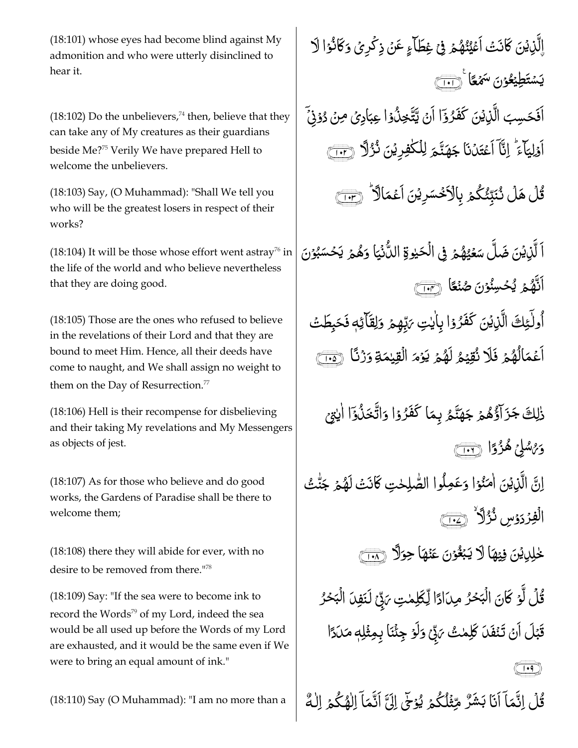(18:101) whose eyes had become blind against My admonition and who were utterly disinclined to hear it.

الَّذِيْنَ كَانَتْ اَعْيُنُهُمْ فِيْ غِطَآءٍ عَنْ ذِكْرِيْ وَكَانُوْا لَا يَسْتَطِيْعُوْنَ سَمْعًا ﴿١٠١﴾

(18:102) Do the unbelievers,[74] then, believe that they can take any of My creatures as their guardians beside Me?[75] Verily We have prepared Hell to welcome the unbelievers.

اَفَحَسِبَ الَّذِيْنَ كَفَرُوْٓا اَنْ يَّتَّخِذُوْا عِبَادِيْ مِنْ دُوْنِيْٓ اَوْلِيَآءَ ؕ اِنَّآ اَعْتَدْنَا جَهَنَّمَ لِلْكٰفِرِيْنَ نُزُلًا ﴿١٠٢﴾

(18:103) Say, (O Muhammad): "Shall We tell you who will be the greatest losers in respect of their works?

قُلْ هَلْ نُنَبِّئُكُمْ بِالْاَخْسَرِيْنَ اَعْمَالًا ؕ ﴿١٠٣﴾

(18:104) It will be those whose effort went astray[76] in the life of the world and who believe nevertheless that they are doing good.

اَ لَّذِيْنَ ضَلَّ سَعْيُهُمْ فِي الْحَيٰوةِ الدُّنْيَا وَهُمْ يَحْسَبُوْنَ اَنَّهُمْ يُحْسِنُوْنَ صُنْعًا ﴿١٠٤﴾

(18:105) Those are the ones who refused to believe in the revelations of their Lord and that they are bound to meet Him. Hence, all their deeds have come to naught, and We shall assign no weight to them on the Day of Resurrection.[77]

اُولٰٓئِكَ الَّذِيْنَ كَفَرُوْا بِاٰيٰتِ رَبِّهِمْ وَلِقَآئِهٖ فَحَبِطَتْ اَعْمَالُهُمْ فَلَا نُقِيْمُ لَهُمْ يَوْمَ الْقِيٰمَةِ وَزْنًا ﴿١٠٥﴾

(18:106) Hell is their recompense for disbelieving and their taking My revelations and My Messengers as objects of jest.

ذٰلِكَ جَزَآؤُهُمْ جَهَنَّمُ بِمَا كَفَرُوْا وَاتَّخَذُوْٓا اٰيٰتِيْ وَرُسُلِيْ هُزُوًا ﴿١٠٦﴾

(18:107) As for those who believe and do good works, the Gardens of Paradise shall be there to welcome them;

اِنَّ الَّذِيْنَ اٰمَنُوْا وَعَمِلُوا الصّٰلِحٰتِ كَانَتْ لَهُمْ جَنّٰتُ الْفِرْدَوْسِ نُزُلًا ۙ ﴿١٠٧﴾

(18:108) there they will abide for ever, with no desire to be removed from there."[78]

خٰلِدِيْنَ فِيْهَا لَا يَبْغُوْنَ عَنْهَا حِوَلًا ﴿١٠٨﴾

(18:109) Say: "If the sea were to become ink to record the Words[79] of my Lord, indeed the sea would be all used up before the Words of my Lord are exhausted, and it would be the same even if We were to bring an equal amount of ink."

قُلْ لَّوْ كَانَ الْبَحْرُ مِدَادًا لِّكَلِمٰتِ رَبِّيْ لَنَفِدَ الْبَحْرُ قَبْلَ اَنْ تَنْفَدَ كَلِمٰتُ رَبِّيْ وَلَوْ جِئْنَا بِمِثْلِهٖ مَدَدًا ﴿١٠٩﴾

(18:110) Say (O Muhammad): "I am no more than a

قُلْ اِنَّمَآ اَنَا بَشَرٌ مِّثْلُكُمْ يُوْحٰٓى اِلَيَّ اَنَّمَآ اِلٰهُكُمْ اِلٰهٌ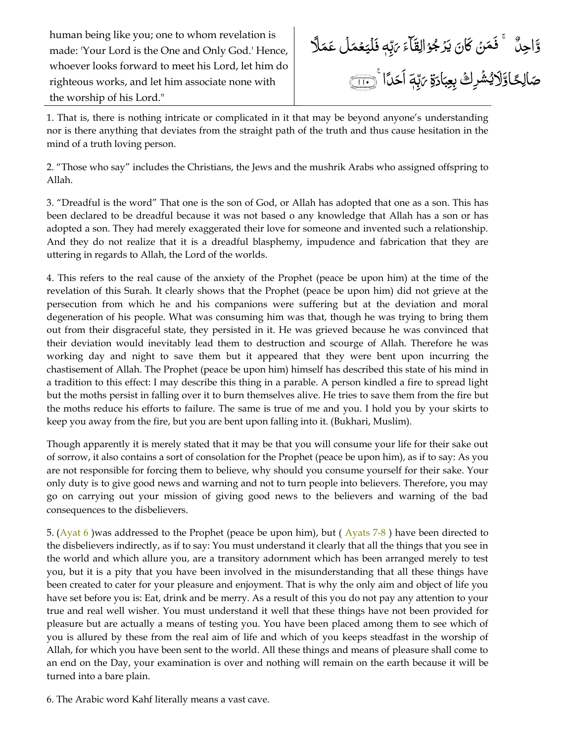| human being like you; one to whom revelation is made: 'Your Lord is the One and Only God.' Hence, whoever looks forward to meet his Lord, let him do righteous works, and let him associate none with the worship of his Lord." | وَّاحِدٌ ۚ فَمَنْ كَانَ يَرْجُوْا لِقَآءَ رَبِّهٖ فَلْيَعْمَلْ عَمَلًا صَالِحًا وَّلَا يُشْرِكْ بِعِبَادَةِ رَبِّهٖٓ اَحَدًا ۠ ﴿١١٠﴾ |
|---|---|

1. That is, there is nothing intricate or complicated in it that may be beyond anyone's understanding nor is there anything that deviates from the straight path of the truth and thus cause hesitation in the mind of a truth loving person.

2. "Those who say" includes the Christians, the Jews and the mushrik Arabs who assigned offspring to Allah.

3. "Dreadful is the word" That one is the son of God, or Allah has adopted that one as a son. This has been declared to be dreadful because it was not based o any knowledge that Allah has a son or has adopted a son. They had merely exaggerated their love for someone and invented such a relationship. And they do not realize that it is a dreadful blasphemy, impudence and fabrication that they are uttering in regards to Allah, the Lord of the worlds.

4. This refers to the real cause of the anxiety of the Prophet (peace be upon him) at the time of the revelation of this Surah. It clearly shows that the Prophet (peace be upon him) did not grieve at the persecution from which he and his companions were suffering but at the deviation and moral degeneration of his people. What was consuming him was that, though he was trying to bring them out from their disgraceful state, they persisted in it. He was grieved because he was convinced that their deviation would inevitably lead them to destruction and scourge of Allah. Therefore he was working day and night to save them but it appeared that they were bent upon incurring the chastisement of Allah. The Prophet (peace be upon him) himself has described this state of his mind in a tradition to this effect: I may describe this thing in a parable. A person kindled a fire to spread light but the moths persist in falling over it to burn themselves alive. He tries to save them from the fire but the moths reduce his efforts to failure. The same is true of me and you. I hold you by your skirts to keep you away from the fire, but you are bent upon falling into it. (Bukhari, Muslim).

Though apparently it is merely stated that it may be that you will consume your life for their sake out of sorrow, it also contains a sort of consolation for the Prophet (peace be upon him), as if to say: As you are not responsible for forcing them to believe, why should you consume yourself for their sake. Your only duty is to give good news and warning and not to turn people into believers. Therefore, you may go on carrying out your mission of giving good news to the believers and warning of the bad consequences to the disbelievers.

5. (Ayat 6 )was addressed to the Prophet (peace be upon him), but ( Ayats 7-8 ) have been directed to the disbelievers indirectly, as if to say: You must understand it clearly that all the things that you see in the world and which allure you, are a transitory adornment which has been arranged merely to test you, but it is a pity that you have been involved in the misunderstanding that all these things have been created to cater for your pleasure and enjoyment. That is why the only aim and object of life you have set before you is: Eat, drink and be merry. As a result of this you do not pay any attention to your true and real well wisher. You must understand it well that these things have not been provided for pleasure but are actually a means of testing you. You have been placed among them to see which of you is allured by these from the real aim of life and which of you keeps steadfast in the worship of Allah, for which you have been sent to the world. All these things and means of pleasure shall come to an end on the Day, your examination is over and nothing will remain on the earth because it will be turned into a bare plain.

6. The Arabic word Kahf literally means a vast cave.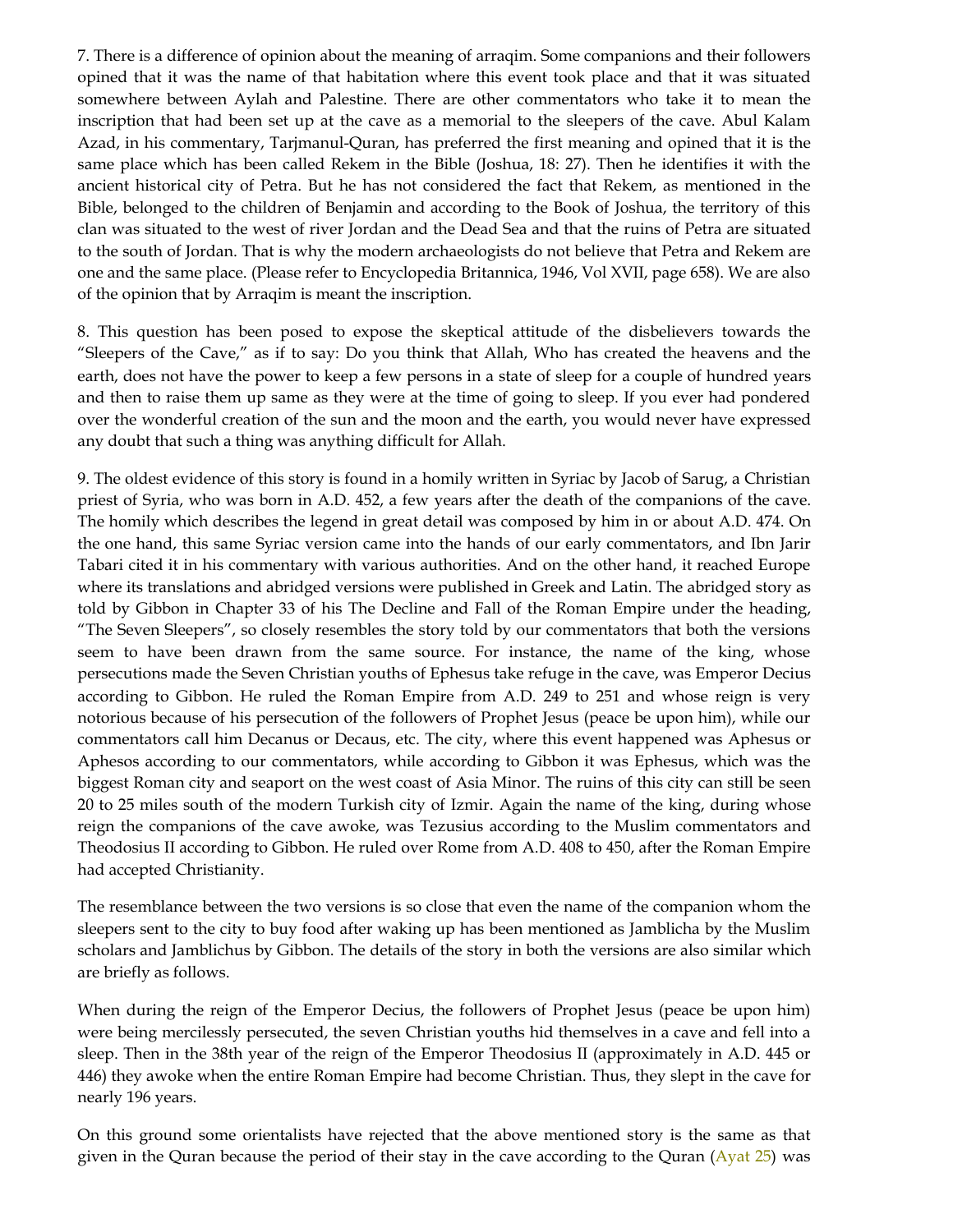7. There is a difference of opinion about the meaning of arraqim. Some companions and their followers opined that it was the name of that habitation where this event took place and that it was situated somewhere between Aylah and Palestine. There are other commentators who take it to mean the inscription that had been set up at the cave as a memorial to the sleepers of the cave. Abul Kalam Azad, in his commentary, Tarjmanul-Quran, has preferred the first meaning and opined that it is the same place which has been called Rekem in the Bible (Joshua, 18: 27). Then he identifies it with the ancient historical city of Petra. But he has not considered the fact that Rekem, as mentioned in the Bible, belonged to the children of Benjamin and according to the Book of Joshua, the territory of this clan was situated to the west of river Jordan and the Dead Sea and that the ruins of Petra are situated to the south of Jordan. That is why the modern archaeologists do not believe that Petra and Rekem are one and the same place. (Please refer to Encyclopedia Britannica, 1946, Vol XVII, page 658). We are also of the opinion that by Arraqim is meant the inscription.

8. This question has been posed to expose the skeptical attitude of the disbelievers towards the "Sleepers of the Cave," as if to say: Do you think that Allah, Who has created the heavens and the earth, does not have the power to keep a few persons in a state of sleep for a couple of hundred years and then to raise them up same as they were at the time of going to sleep. If you ever had pondered over the wonderful creation of the sun and the moon and the earth, you would never have expressed any doubt that such a thing was anything difficult for Allah.

9. The oldest evidence of this story is found in a homily written in Syriac by Jacob of Sarug, a Christian priest of Syria, who was born in A.D. 452, a few years after the death of the companions of the cave. The homily which describes the legend in great detail was composed by him in or about A.D. 474. On the one hand, this same Syriac version came into the hands of our early commentators, and Ibn Jarir Tabari cited it in his commentary with various authorities. And on the other hand, it reached Europe where its translations and abridged versions were published in Greek and Latin. The abridged story as told by Gibbon in Chapter 33 of his The Decline and Fall of the Roman Empire under the heading, "The Seven Sleepers", so closely resembles the story told by our commentators that both the versions seem to have been drawn from the same source. For instance, the name of the king, whose persecutions made the Seven Christian youths of Ephesus take refuge in the cave, was Emperor Decius according to Gibbon. He ruled the Roman Empire from A.D. 249 to 251 and whose reign is very notorious because of his persecution of the followers of Prophet Jesus (peace be upon him), while our commentators call him Decanus or Decaus, etc. The city, where this event happened was Aphesus or Aphesos according to our commentators, while according to Gibbon it was Ephesus, which was the biggest Roman city and seaport on the west coast of Asia Minor. The ruins of this city can still be seen 20 to 25 miles south of the modern Turkish city of Izmir. Again the name of the king, during whose reign the companions of the cave awoke, was Tezusius according to the Muslim commentators and Theodosius II according to Gibbon. He ruled over Rome from A.D. 408 to 450, after the Roman Empire had accepted Christianity.

The resemblance between the two versions is so close that even the name of the companion whom the sleepers sent to the city to buy food after waking up has been mentioned as Jamblicha by the Muslim scholars and Jamblichus by Gibbon. The details of the story in both the versions are also similar which are briefly as follows.

When during the reign of the Emperor Decius, the followers of Prophet Jesus (peace be upon him) were being mercilessly persecuted, the seven Christian youths hid themselves in a cave and fell into a sleep. Then in the 38th year of the reign of the Emperor Theodosius II (approximately in A.D. 445 or 446) they awoke when the entire Roman Empire had become Christian. Thus, they slept in the cave for nearly 196 years.

On this ground some orientalists have rejected that the above mentioned story is the same as that given in the Quran because the period of their stay in the cave according to the Quran (Ayat 25) was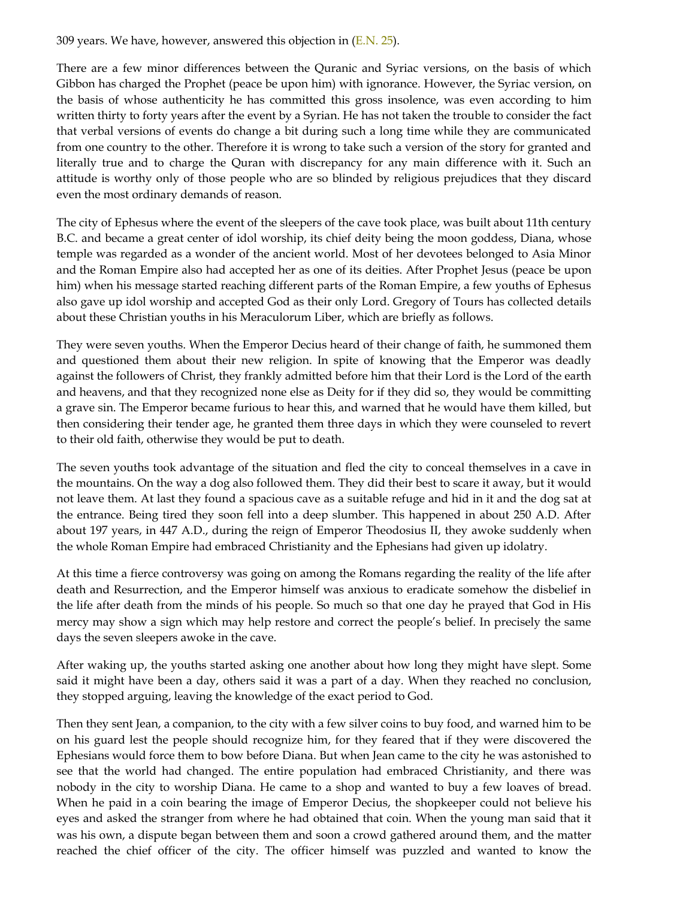309 years. We have, however, answered this objection in (E.N. 25).

There are a few minor differences between the Quranic and Syriac versions, on the basis of which Gibbon has charged the Prophet (peace be upon him) with ignorance. However, the Syriac version, on the basis of whose authenticity he has committed this gross insolence, was even according to him written thirty to forty years after the event by a Syrian. He has not taken the trouble to consider the fact that verbal versions of events do change a bit during such a long time while they are communicated from one country to the other. Therefore it is wrong to take such a version of the story for granted and literally true and to charge the Quran with discrepancy for any main difference with it. Such an attitude is worthy only of those people who are so blinded by religious prejudices that they discard even the most ordinary demands of reason.

The city of Ephesus where the event of the sleepers of the cave took place, was built about 11th century B.C. and became a great center of idol worship, its chief deity being the moon goddess, Diana, whose temple was regarded as a wonder of the ancient world. Most of her devotees belonged to Asia Minor and the Roman Empire also had accepted her as one of its deities. After Prophet Jesus (peace be upon him) when his message started reaching different parts of the Roman Empire, a few youths of Ephesus also gave up idol worship and accepted God as their only Lord. Gregory of Tours has collected details about these Christian youths in his Meraculorum Liber, which are briefly as follows.

They were seven youths. When the Emperor Decius heard of their change of faith, he summoned them and questioned them about their new religion. In spite of knowing that the Emperor was deadly against the followers of Christ, they frankly admitted before him that their Lord is the Lord of the earth and heavens, and that they recognized none else as Deity for if they did so, they would be committing a grave sin. The Emperor became furious to hear this, and warned that he would have them killed, but then considering their tender age, he granted them three days in which they were counseled to revert to their old faith, otherwise they would be put to death.

The seven youths took advantage of the situation and fled the city to conceal themselves in a cave in the mountains. On the way a dog also followed them. They did their best to scare it away, but it would not leave them. At last they found a spacious cave as a suitable refuge and hid in it and the dog sat at the entrance. Being tired they soon fell into a deep slumber. This happened in about 250 A.D. After about 197 years, in 447 A.D., during the reign of Emperor Theodosius II, they awoke suddenly when the whole Roman Empire had embraced Christianity and the Ephesians had given up idolatry.

At this time a fierce controversy was going on among the Romans regarding the reality of the life after death and Resurrection, and the Emperor himself was anxious to eradicate somehow the disbelief in the life after death from the minds of his people. So much so that one day he prayed that God in His mercy may show a sign which may help restore and correct the people's belief. In precisely the same days the seven sleepers awoke in the cave.

After waking up, the youths started asking one another about how long they might have slept. Some said it might have been a day, others said it was a part of a day. When they reached no conclusion, they stopped arguing, leaving the knowledge of the exact period to God.

Then they sent Jean, a companion, to the city with a few silver coins to buy food, and warned him to be on his guard lest the people should recognize him, for they feared that if they were discovered the Ephesians would force them to bow before Diana. But when Jean came to the city he was astonished to see that the world had changed. The entire population had embraced Christianity, and there was nobody in the city to worship Diana. He came to a shop and wanted to buy a few loaves of bread. When he paid in a coin bearing the image of Emperor Decius, the shopkeeper could not believe his eyes and asked the stranger from where he had obtained that coin. When the young man said that it was his own, a dispute began between them and soon a crowd gathered around them, and the matter reached the chief officer of the city. The officer himself was puzzled and wanted to know the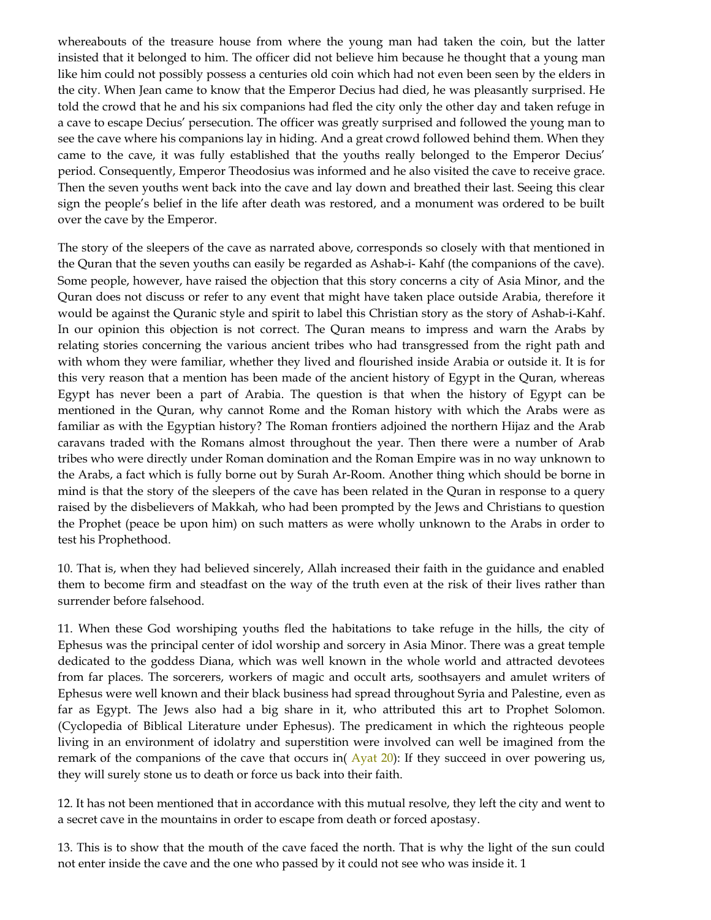whereabouts of the treasure house from where the young man had taken the coin, but the latter insisted that it belonged to him. The officer did not believe him because he thought that a young man like him could not possibly possess a centuries old coin which had not even been seen by the elders in the city. When Jean came to know that the Emperor Decius had died, he was pleasantly surprised. He told the crowd that he and his six companions had fled the city only the other day and taken refuge in a cave to escape Decius' persecution. The officer was greatly surprised and followed the young man to see the cave where his companions lay in hiding. And a great crowd followed behind them. When they came to the cave, it was fully established that the youths really belonged to the Emperor Decius' period. Consequently, Emperor Theodosius was informed and he also visited the cave to receive grace. Then the seven youths went back into the cave and lay down and breathed their last. Seeing this clear sign the people's belief in the life after death was restored, and a monument was ordered to be built over the cave by the Emperor.

The story of the sleepers of the cave as narrated above, corresponds so closely with that mentioned in the Quran that the seven youths can easily be regarded as Ashab-i- Kahf (the companions of the cave). Some people, however, have raised the objection that this story concerns a city of Asia Minor, and the Quran does not discuss or refer to any event that might have taken place outside Arabia, therefore it would be against the Quranic style and spirit to label this Christian story as the story of Ashab-i-Kahf. In our opinion this objection is not correct. The Quran means to impress and warn the Arabs by relating stories concerning the various ancient tribes who had transgressed from the right path and with whom they were familiar, whether they lived and flourished inside Arabia or outside it. It is for this very reason that a mention has been made of the ancient history of Egypt in the Quran, whereas Egypt has never been a part of Arabia. The question is that when the history of Egypt can be mentioned in the Quran, why cannot Rome and the Roman history with which the Arabs were as familiar as with the Egyptian history? The Roman frontiers adjoined the northern Hijaz and the Arab caravans traded with the Romans almost throughout the year. Then there were a number of Arab tribes who were directly under Roman domination and the Roman Empire was in no way unknown to the Arabs, a fact which is fully borne out by Surah Ar-Room. Another thing which should be borne in mind is that the story of the sleepers of the cave has been related in the Quran in response to a query raised by the disbelievers of Makkah, who had been prompted by the Jews and Christians to question the Prophet (peace be upon him) on such matters as were wholly unknown to the Arabs in order to test his Prophethood.

10. That is, when they had believed sincerely, Allah increased their faith in the guidance and enabled them to become firm and steadfast on the way of the truth even at the risk of their lives rather than surrender before falsehood.

11. When these God worshiping youths fled the habitations to take refuge in the hills, the city of Ephesus was the principal center of idol worship and sorcery in Asia Minor. There was a great temple dedicated to the goddess Diana, which was well known in the whole world and attracted devotees from far places. The sorcerers, workers of magic and occult arts, soothsayers and amulet writers of Ephesus were well known and their black business had spread throughout Syria and Palestine, even as far as Egypt. The Jews also had a big share in it, who attributed this art to Prophet Solomon. (Cyclopedia of Biblical Literature under Ephesus). The predicament in which the righteous people living in an environment of idolatry and superstition were involved can well be imagined from the remark of the companions of the cave that occurs in( Ayat 20): If they succeed in over powering us, they will surely stone us to death or force us back into their faith.

12. It has not been mentioned that in accordance with this mutual resolve, they left the city and went to a secret cave in the mountains in order to escape from death or forced apostasy.

13. This is to show that the mouth of the cave faced the north. That is why the light of the sun could not enter inside the cave and the one who passed by it could not see who was inside it. 1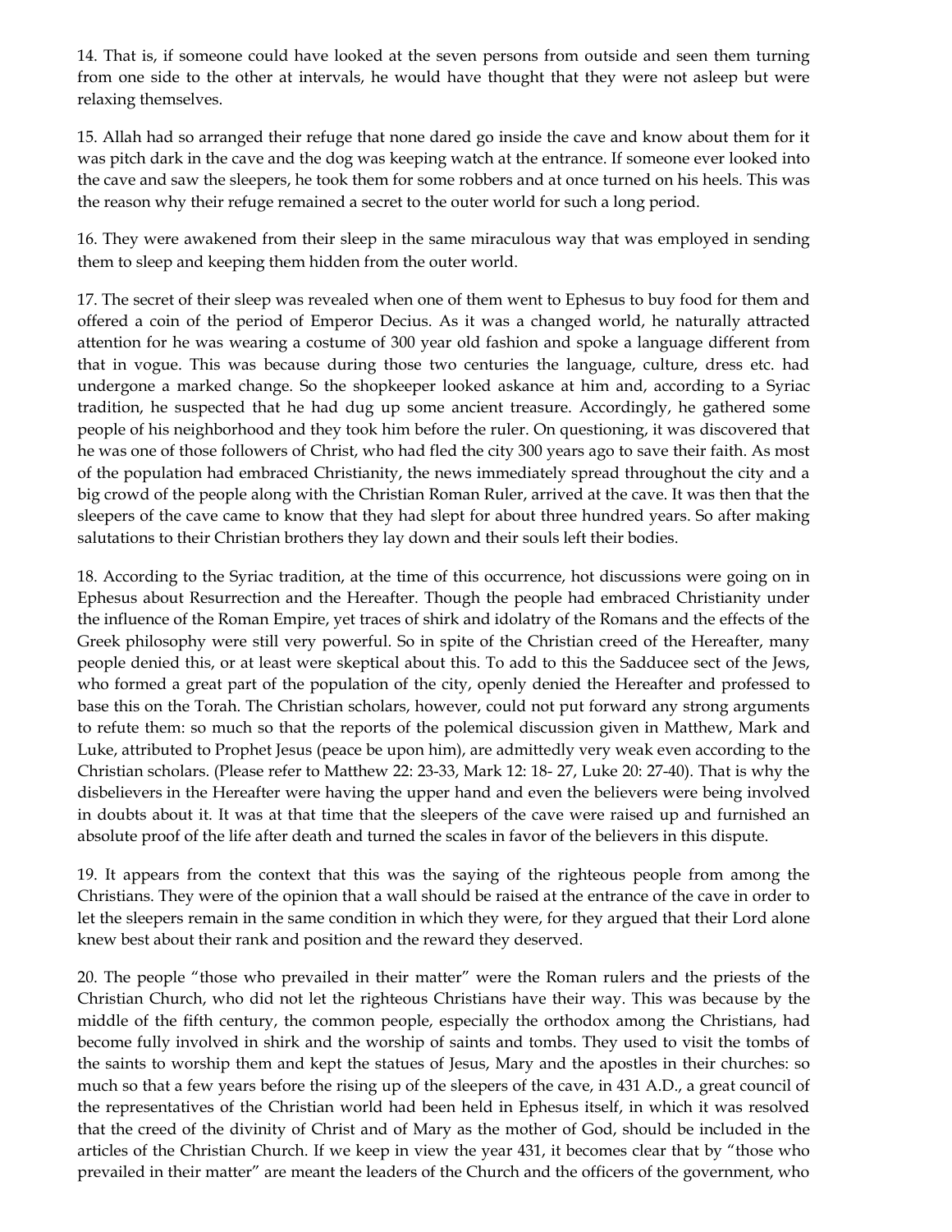14. That is, if someone could have looked at the seven persons from outside and seen them turning from one side to the other at intervals, he would have thought that they were not asleep but were relaxing themselves.

15. Allah had so arranged their refuge that none dared go inside the cave and know about them for it was pitch dark in the cave and the dog was keeping watch at the entrance. If someone ever looked into the cave and saw the sleepers, he took them for some robbers and at once turned on his heels. This was the reason why their refuge remained a secret to the outer world for such a long period.

16. They were awakened from their sleep in the same miraculous way that was employed in sending them to sleep and keeping them hidden from the outer world.

17. The secret of their sleep was revealed when one of them went to Ephesus to buy food for them and offered a coin of the period of Emperor Decius. As it was a changed world, he naturally attracted attention for he was wearing a costume of 300 year old fashion and spoke a language different from that in vogue. This was because during those two centuries the language, culture, dress etc. had undergone a marked change. So the shopkeeper looked askance at him and, according to a Syriac tradition, he suspected that he had dug up some ancient treasure. Accordingly, he gathered some people of his neighborhood and they took him before the ruler. On questioning, it was discovered that he was one of those followers of Christ, who had fled the city 300 years ago to save their faith. As most of the population had embraced Christianity, the news immediately spread throughout the city and a big crowd of the people along with the Christian Roman Ruler, arrived at the cave. It was then that the sleepers of the cave came to know that they had slept for about three hundred years. So after making salutations to their Christian brothers they lay down and their souls left their bodies.

18. According to the Syriac tradition, at the time of this occurrence, hot discussions were going on in Ephesus about Resurrection and the Hereafter. Though the people had embraced Christianity under the influence of the Roman Empire, yet traces of shirk and idolatry of the Romans and the effects of the Greek philosophy were still very powerful. So in spite of the Christian creed of the Hereafter, many people denied this, or at least were skeptical about this. To add to this the Sadducee sect of the Jews, who formed a great part of the population of the city, openly denied the Hereafter and professed to base this on the Torah. The Christian scholars, however, could not put forward any strong arguments to refute them: so much so that the reports of the polemical discussion given in Matthew, Mark and Luke, attributed to Prophet Jesus (peace be upon him), are admittedly very weak even according to the Christian scholars. (Please refer to Matthew 22: 23-33, Mark 12: 18- 27, Luke 20: 27-40). That is why the disbelievers in the Hereafter were having the upper hand and even the believers were being involved in doubts about it. It was at that time that the sleepers of the cave were raised up and furnished an absolute proof of the life after death and turned the scales in favor of the believers in this dispute.

19. It appears from the context that this was the saying of the righteous people from among the Christians. They were of the opinion that a wall should be raised at the entrance of the cave in order to let the sleepers remain in the same condition in which they were, for they argued that their Lord alone knew best about their rank and position and the reward they deserved.

20. The people "those who prevailed in their matter" were the Roman rulers and the priests of the Christian Church, who did not let the righteous Christians have their way. This was because by the middle of the fifth century, the common people, especially the orthodox among the Christians, had become fully involved in shirk and the worship of saints and tombs. They used to visit the tombs of the saints to worship them and kept the statues of Jesus, Mary and the apostles in their churches: so much so that a few years before the rising up of the sleepers of the cave, in 431 A.D., a great council of the representatives of the Christian world had been held in Ephesus itself, in which it was resolved that the creed of the divinity of Christ and of Mary as the mother of God, should be included in the articles of the Christian Church. If we keep in view the year 431, it becomes clear that by "those who prevailed in their matter" are meant the leaders of the Church and the officers of the government, who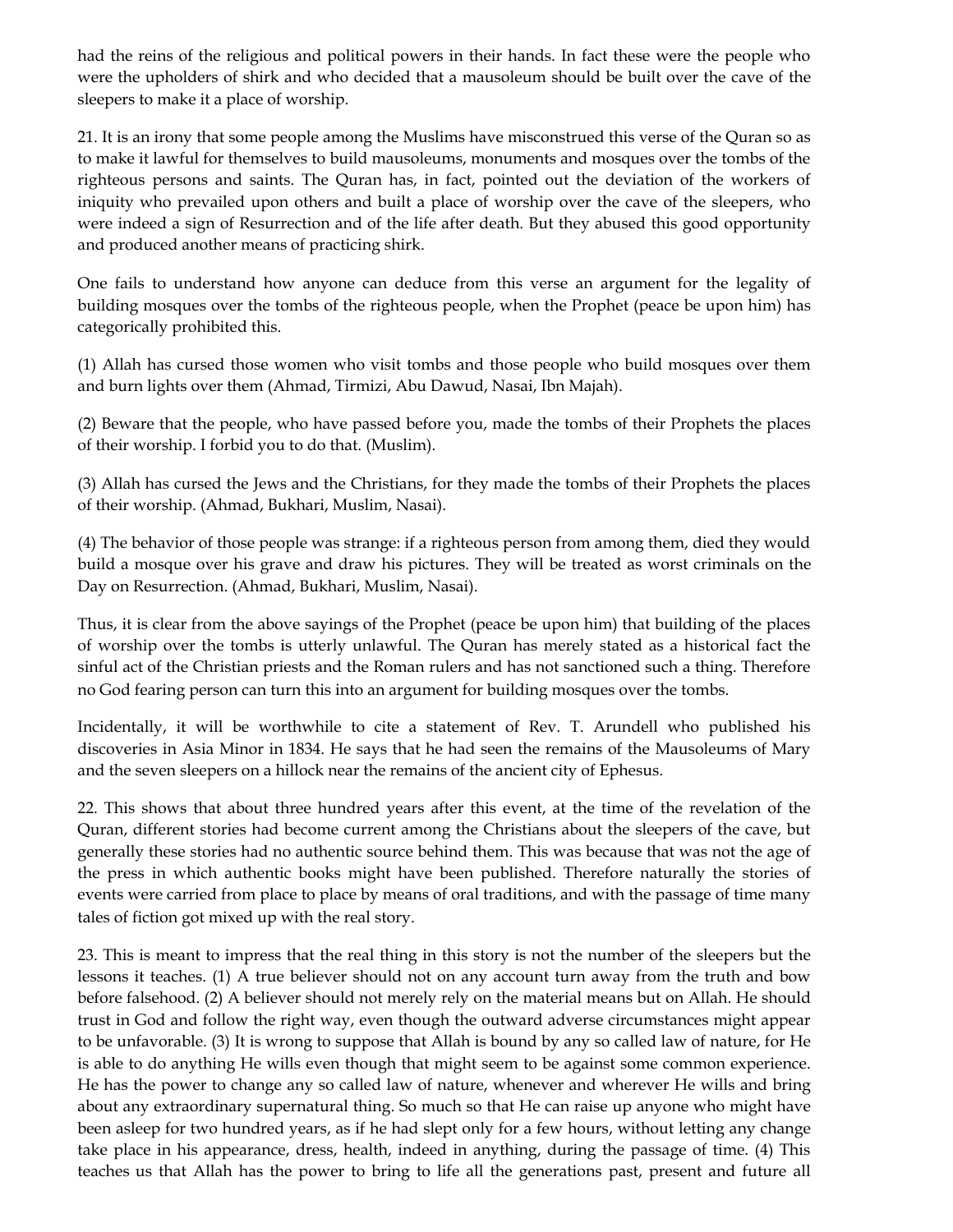had the reins of the religious and political powers in their hands. In fact these were the people who were the upholders of shirk and who decided that a mausoleum should be built over the cave of the sleepers to make it a place of worship.

21. It is an irony that some people among the Muslims have misconstrued this verse of the Quran so as to make it lawful for themselves to build mausoleums, monuments and mosques over the tombs of the righteous persons and saints. The Quran has, in fact, pointed out the deviation of the workers of iniquity who prevailed upon others and built a place of worship over the cave of the sleepers, who were indeed a sign of Resurrection and of the life after death. But they abused this good opportunity and produced another means of practicing shirk.

One fails to understand how anyone can deduce from this verse an argument for the legality of building mosques over the tombs of the righteous people, when the Prophet (peace be upon him) has categorically prohibited this.

(1) Allah has cursed those women who visit tombs and those people who build mosques over them and burn lights over them (Ahmad, Tirmizi, Abu Dawud, Nasai, Ibn Majah).

(2) Beware that the people, who have passed before you, made the tombs of their Prophets the places of their worship. I forbid you to do that. (Muslim).

(3) Allah has cursed the Jews and the Christians, for they made the tombs of their Prophets the places of their worship. (Ahmad, Bukhari, Muslim, Nasai).

(4) The behavior of those people was strange: if a righteous person from among them, died they would build a mosque over his grave and draw his pictures. They will be treated as worst criminals on the Day on Resurrection. (Ahmad, Bukhari, Muslim, Nasai).

Thus, it is clear from the above sayings of the Prophet (peace be upon him) that building of the places of worship over the tombs is utterly unlawful. The Quran has merely stated as a historical fact the sinful act of the Christian priests and the Roman rulers and has not sanctioned such a thing. Therefore no God fearing person can turn this into an argument for building mosques over the tombs.

Incidentally, it will be worthwhile to cite a statement of Rev. T. Arundell who published his discoveries in Asia Minor in 1834. He says that he had seen the remains of the Mausoleums of Mary and the seven sleepers on a hillock near the remains of the ancient city of Ephesus.

22. This shows that about three hundred years after this event, at the time of the revelation of the Quran, different stories had become current among the Christians about the sleepers of the cave, but generally these stories had no authentic source behind them. This was because that was not the age of the press in which authentic books might have been published. Therefore naturally the stories of events were carried from place to place by means of oral traditions, and with the passage of time many tales of fiction got mixed up with the real story.

23. This is meant to impress that the real thing in this story is not the number of the sleepers but the lessons it teaches. (1) A true believer should not on any account turn away from the truth and bow before falsehood. (2) A believer should not merely rely on the material means but on Allah. He should trust in God and follow the right way, even though the outward adverse circumstances might appear to be unfavorable. (3) It is wrong to suppose that Allah is bound by any so called law of nature, for He is able to do anything He wills even though that might seem to be against some common experience. He has the power to change any so called law of nature, whenever and wherever He wills and bring about any extraordinary supernatural thing. So much so that He can raise up anyone who might have been asleep for two hundred years, as if he had slept only for a few hours, without letting any change take place in his appearance, dress, health, indeed in anything, during the passage of time. (4) This teaches us that Allah has the power to bring to life all the generations past, present and future all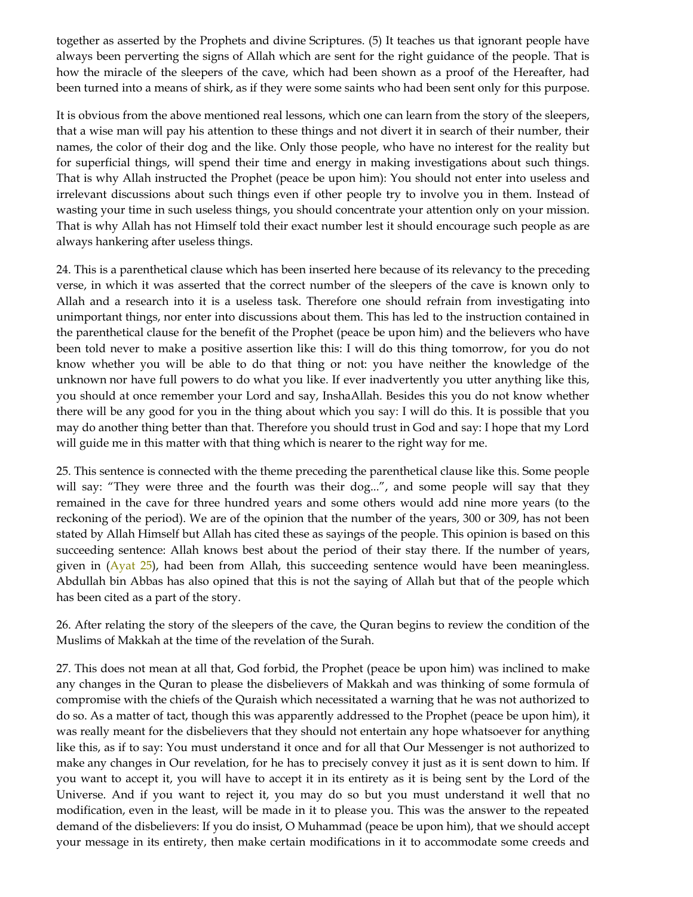together as asserted by the Prophets and divine Scriptures. (5) It teaches us that ignorant people have always been perverting the signs of Allah which are sent for the right guidance of the people. That is how the miracle of the sleepers of the cave, which had been shown as a proof of the Hereafter, had been turned into a means of shirk, as if they were some saints who had been sent only for this purpose.

It is obvious from the above mentioned real lessons, which one can learn from the story of the sleepers, that a wise man will pay his attention to these things and not divert it in search of their number, their names, the color of their dog and the like. Only those people, who have no interest for the reality but for superficial things, will spend their time and energy in making investigations about such things. That is why Allah instructed the Prophet (peace be upon him): You should not enter into useless and irrelevant discussions about such things even if other people try to involve you in them. Instead of wasting your time in such useless things, you should concentrate your attention only on your mission. That is why Allah has not Himself told their exact number lest it should encourage such people as are always hankering after useless things.

24. This is a parenthetical clause which has been inserted here because of its relevancy to the preceding verse, in which it was asserted that the correct number of the sleepers of the cave is known only to Allah and a research into it is a useless task. Therefore one should refrain from investigating into unimportant things, nor enter into discussions about them. This has led to the instruction contained in the parenthetical clause for the benefit of the Prophet (peace be upon him) and the believers who have been told never to make a positive assertion like this: I will do this thing tomorrow, for you do not know whether you will be able to do that thing or not: you have neither the knowledge of the unknown nor have full powers to do what you like. If ever inadvertently you utter anything like this, you should at once remember your Lord and say, InshaAllah. Besides this you do not know whether there will be any good for you in the thing about which you say: I will do this. It is possible that you may do another thing better than that. Therefore you should trust in God and say: I hope that my Lord will guide me in this matter with that thing which is nearer to the right way for me.

25. This sentence is connected with the theme preceding the parenthetical clause like this. Some people will say: "They were three and the fourth was their dog...", and some people will say that they remained in the cave for three hundred years and some others would add nine more years (to the reckoning of the period). We are of the opinion that the number of the years, 300 or 309, has not been stated by Allah Himself but Allah has cited these as sayings of the people. This opinion is based on this succeeding sentence: Allah knows best about the period of their stay there. If the number of years, given in (Ayat 25), had been from Allah, this succeeding sentence would have been meaningless. Abdullah bin Abbas has also opined that this is not the saying of Allah but that of the people which has been cited as a part of the story.

26. After relating the story of the sleepers of the cave, the Quran begins to review the condition of the Muslims of Makkah at the time of the revelation of the Surah.

27. This does not mean at all that, God forbid, the Prophet (peace be upon him) was inclined to make any changes in the Quran to please the disbelievers of Makkah and was thinking of some formula of compromise with the chiefs of the Quraish which necessitated a warning that he was not authorized to do so. As a matter of tact, though this was apparently addressed to the Prophet (peace be upon him), it was really meant for the disbelievers that they should not entertain any hope whatsoever for anything like this, as if to say: You must understand it once and for all that Our Messenger is not authorized to make any changes in Our revelation, for he has to precisely convey it just as it is sent down to him. If you want to accept it, you will have to accept it in its entirety as it is being sent by the Lord of the Universe. And if you want to reject it, you may do so but you must understand it well that no modification, even in the least, will be made in it to please you. This was the answer to the repeated demand of the disbelievers: If you do insist, O Muhammad (peace be upon him), that we should accept your message in its entirety, then make certain modifications in it to accommodate some creeds and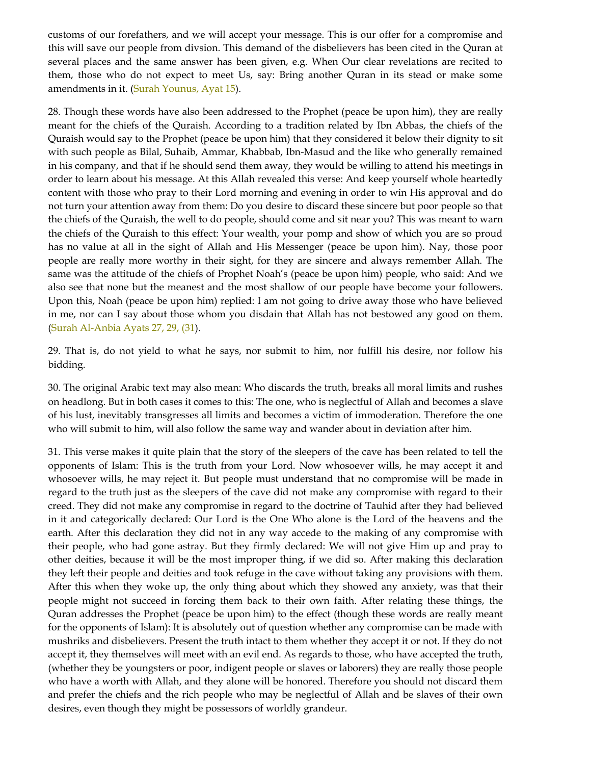customs of our forefathers, and we will accept your message. This is our offer for a compromise and this will save our people from divsion. This demand of the disbelievers has been cited in the Quran at several places and the same answer has been given, e.g. When Our clear revelations are recited to them, those who do not expect to meet Us, say: Bring another Quran in its stead or make some amendments in it. (Surah Younus, Ayat 15).

28. Though these words have also been addressed to the Prophet (peace be upon him), they are really meant for the chiefs of the Quraish. According to a tradition related by Ibn Abbas, the chiefs of the Quraish would say to the Prophet (peace be upon him) that they considered it below their dignity to sit with such people as Bilal, Suhaib, Ammar, Khabbab, Ibn-Masud and the like who generally remained in his company, and that if he should send them away, they would be willing to attend his meetings in order to learn about his message. At this Allah revealed this verse: And keep yourself whole heartedly content with those who pray to their Lord morning and evening in order to win His approval and do not turn your attention away from them: Do you desire to discard these sincere but poor people so that the chiefs of the Quraish, the well to do people, should come and sit near you? This was meant to warn the chiefs of the Quraish to this effect: Your wealth, your pomp and show of which you are so proud has no value at all in the sight of Allah and His Messenger (peace be upon him). Nay, those poor people are really more worthy in their sight, for they are sincere and always remember Allah. The same was the attitude of the chiefs of Prophet Noah's (peace be upon him) people, who said: And we also see that none but the meanest and the most shallow of our people have become your followers. Upon this, Noah (peace be upon him) replied: I am not going to drive away those who have believed in me, nor can I say about those whom you disdain that Allah has not bestowed any good on them. (Surah Al-Anbia Ayats 27, 29, (31).

29. That is, do not yield to what he says, nor submit to him, nor fulfill his desire, nor follow his bidding.

30. The original Arabic text may also mean: Who discards the truth, breaks all moral limits and rushes on headlong. But in both cases it comes to this: The one, who is neglectful of Allah and becomes a slave of his lust, inevitably transgresses all limits and becomes a victim of immoderation. Therefore the one who will submit to him, will also follow the same way and wander about in deviation after him.

31. This verse makes it quite plain that the story of the sleepers of the cave has been related to tell the opponents of Islam: This is the truth from your Lord. Now whosoever wills, he may accept it and whosoever wills, he may reject it. But people must understand that no compromise will be made in regard to the truth just as the sleepers of the cave did not make any compromise with regard to their creed. They did not make any compromise in regard to the doctrine of Tauhid after they had believed in it and categorically declared: Our Lord is the One Who alone is the Lord of the heavens and the earth. After this declaration they did not in any way accede to the making of any compromise with their people, who had gone astray. But they firmly declared: We will not give Him up and pray to other deities, because it will be the most improper thing, if we did so. After making this declaration they left their people and deities and took refuge in the cave without taking any provisions with them. After this when they woke up, the only thing about which they showed any anxiety, was that their people might not succeed in forcing them back to their own faith. After relating these things, the Quran addresses the Prophet (peace be upon him) to the effect (though these words are really meant for the opponents of Islam): It is absolutely out of question whether any compromise can be made with mushriks and disbelievers. Present the truth intact to them whether they accept it or not. If they do not accept it, they themselves will meet with an evil end. As regards to those, who have accepted the truth, (whether they be youngsters or poor, indigent people or slaves or laborers) they are really those people who have a worth with Allah, and they alone will be honored. Therefore you should not discard them and prefer the chiefs and the rich people who may be neglectful of Allah and be slaves of their own desires, even though they might be possessors of worldly grandeur.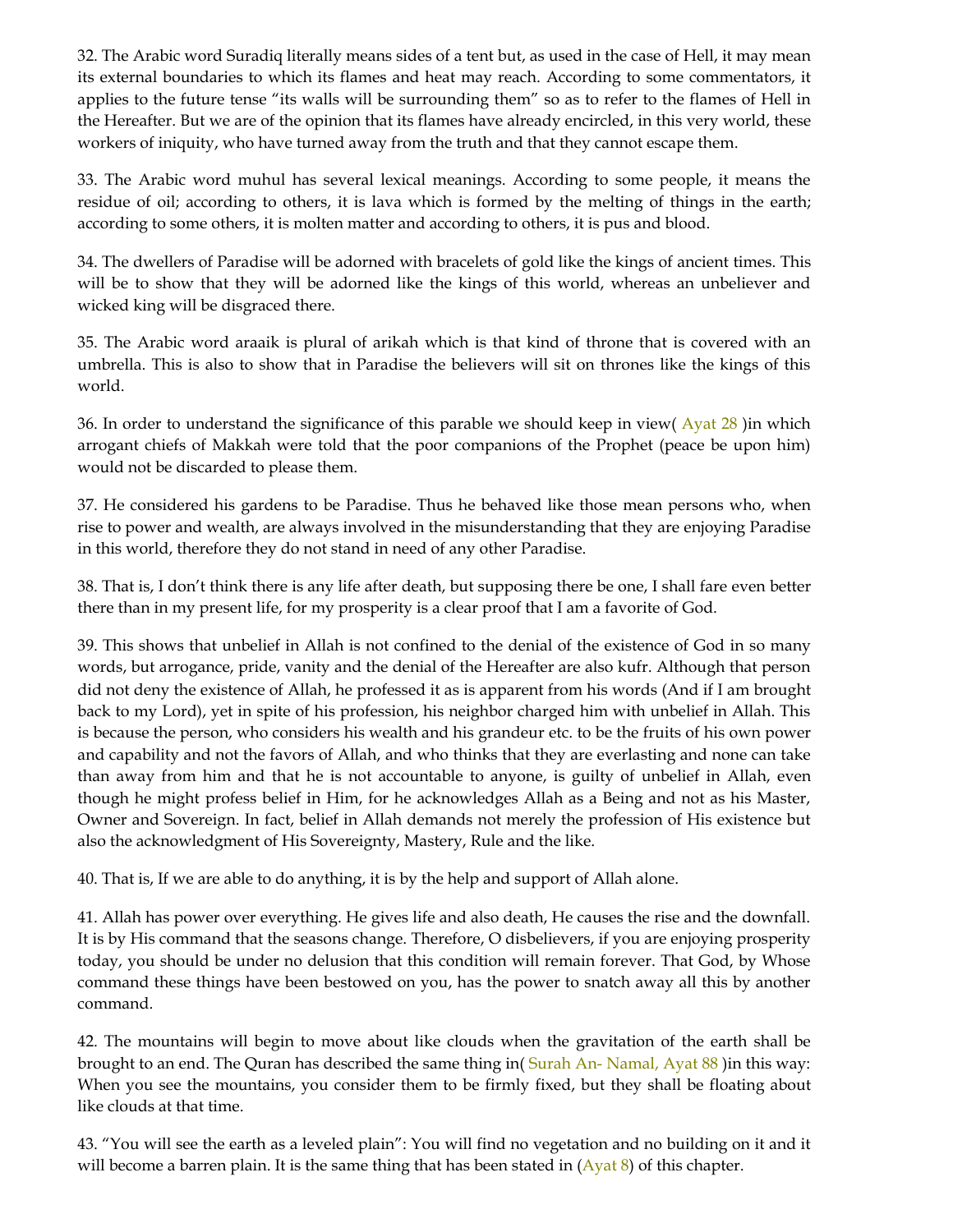32. The Arabic word Suradiq literally means sides of a tent but, as used in the case of Hell, it may mean its external boundaries to which its flames and heat may reach. According to some commentators, it applies to the future tense "its walls will be surrounding them" so as to refer to the flames of Hell in the Hereafter. But we are of the opinion that its flames have already encircled, in this very world, these workers of iniquity, who have turned away from the truth and that they cannot escape them.

33. The Arabic word muhul has several lexical meanings. According to some people, it means the residue of oil; according to others, it is lava which is formed by the melting of things in the earth; according to some others, it is molten matter and according to others, it is pus and blood.

34. The dwellers of Paradise will be adorned with bracelets of gold like the kings of ancient times. This will be to show that they will be adorned like the kings of this world, whereas an unbeliever and wicked king will be disgraced there.

35. The Arabic word araaik is plural of arikah which is that kind of throne that is covered with an umbrella. This is also to show that in Paradise the believers will sit on thrones like the kings of this world.

36. In order to understand the significance of this parable we should keep in view( Ayat 28 )in which arrogant chiefs of Makkah were told that the poor companions of the Prophet (peace be upon him) would not be discarded to please them.

37. He considered his gardens to be Paradise. Thus he behaved like those mean persons who, when rise to power and wealth, are always involved in the misunderstanding that they are enjoying Paradise in this world, therefore they do not stand in need of any other Paradise.

38. That is, I don't think there is any life after death, but supposing there be one, I shall fare even better there than in my present life, for my prosperity is a clear proof that I am a favorite of God.

39. This shows that unbelief in Allah is not confined to the denial of the existence of God in so many words, but arrogance, pride, vanity and the denial of the Hereafter are also kufr. Although that person did not deny the existence of Allah, he professed it as is apparent from his words (And if I am brought back to my Lord), yet in spite of his profession, his neighbor charged him with unbelief in Allah. This is because the person, who considers his wealth and his grandeur etc. to be the fruits of his own power and capability and not the favors of Allah, and who thinks that they are everlasting and none can take than away from him and that he is not accountable to anyone, is guilty of unbelief in Allah, even though he might profess belief in Him, for he acknowledges Allah as a Being and not as his Master, Owner and Sovereign. In fact, belief in Allah demands not merely the profession of His existence but also the acknowledgment of His Sovereignty, Mastery, Rule and the like.

40. That is, If we are able to do anything, it is by the help and support of Allah alone.

41. Allah has power over everything. He gives life and also death, He causes the rise and the downfall. It is by His command that the seasons change. Therefore, O disbelievers, if you are enjoying prosperity today, you should be under no delusion that this condition will remain forever. That God, by Whose command these things have been bestowed on you, has the power to snatch away all this by another command.

42. The mountains will begin to move about like clouds when the gravitation of the earth shall be brought to an end. The Quran has described the same thing in( Surah An- Namal, Ayat 88 )in this way: When you see the mountains, you consider them to be firmly fixed, but they shall be floating about like clouds at that time.

43. "You will see the earth as a leveled plain": You will find no vegetation and no building on it and it will become a barren plain. It is the same thing that has been stated in (Ayat 8) of this chapter.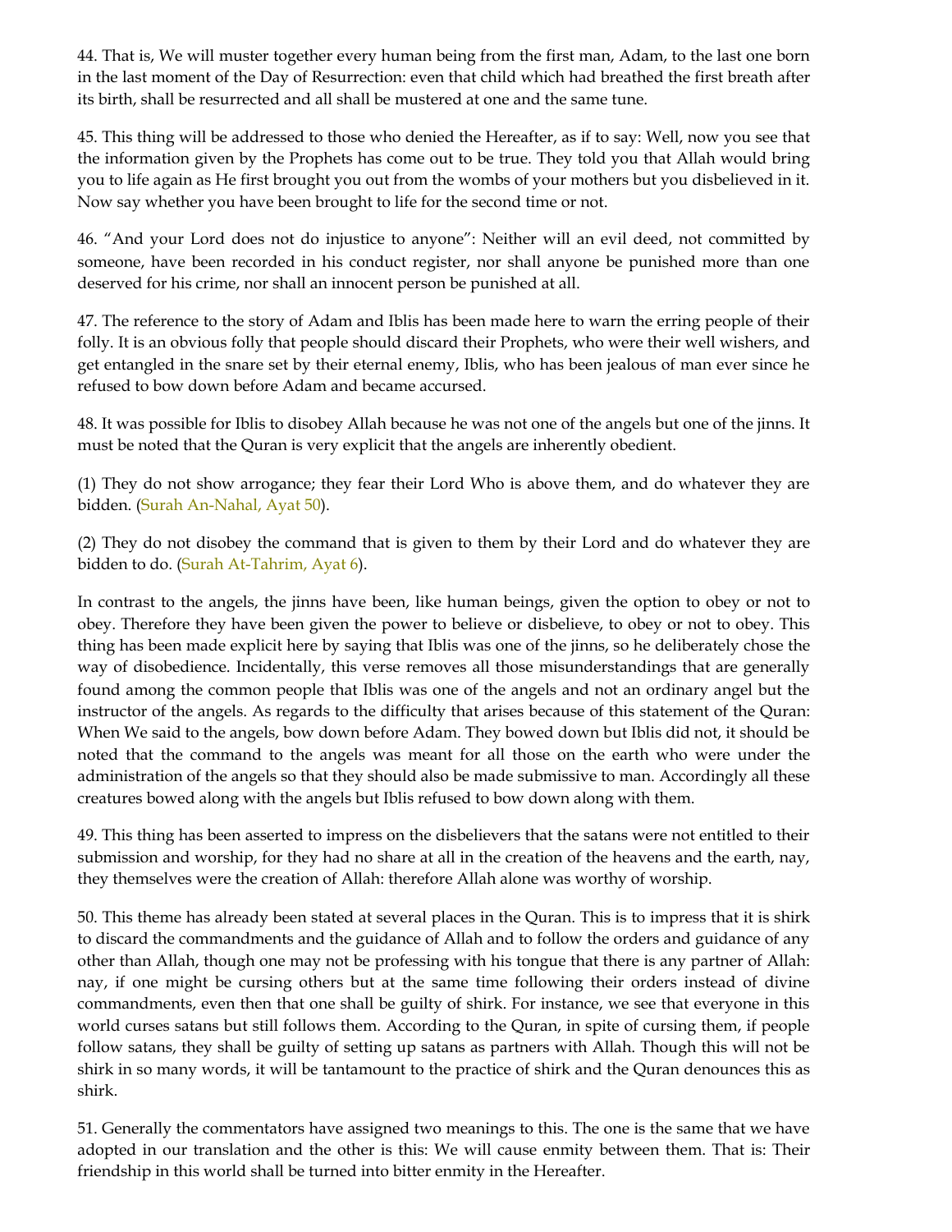44. That is, We will muster together every human being from the first man, Adam, to the last one born in the last moment of the Day of Resurrection: even that child which had breathed the first breath after its birth, shall be resurrected and all shall be mustered at one and the same tune.

45. This thing will be addressed to those who denied the Hereafter, as if to say: Well, now you see that the information given by the Prophets has come out to be true. They told you that Allah would bring you to life again as He first brought you out from the wombs of your mothers but you disbelieved in it. Now say whether you have been brought to life for the second time or not.

46. "And your Lord does not do injustice to anyone": Neither will an evil deed, not committed by someone, have been recorded in his conduct register, nor shall anyone be punished more than one deserved for his crime, nor shall an innocent person be punished at all.

47. The reference to the story of Adam and Iblis has been made here to warn the erring people of their folly. It is an obvious folly that people should discard their Prophets, who were their well wishers, and get entangled in the snare set by their eternal enemy, Iblis, who has been jealous of man ever since he refused to bow down before Adam and became accursed.

48. It was possible for Iblis to disobey Allah because he was not one of the angels but one of the jinns. It must be noted that the Quran is very explicit that the angels are inherently obedient.

(1) They do not show arrogance; they fear their Lord Who is above them, and do whatever they are bidden. (Surah An-Nahal, Ayat 50).

(2) They do not disobey the command that is given to them by their Lord and do whatever they are bidden to do. (Surah At-Tahrim, Ayat 6).

In contrast to the angels, the jinns have been, like human beings, given the option to obey or not to obey. Therefore they have been given the power to believe or disbelieve, to obey or not to obey. This thing has been made explicit here by saying that Iblis was one of the jinns, so he deliberately chose the way of disobedience. Incidentally, this verse removes all those misunderstandings that are generally found among the common people that Iblis was one of the angels and not an ordinary angel but the instructor of the angels. As regards to the difficulty that arises because of this statement of the Quran: When We said to the angels, bow down before Adam. They bowed down but Iblis did not, it should be noted that the command to the angels was meant for all those on the earth who were under the administration of the angels so that they should also be made submissive to man. Accordingly all these creatures bowed along with the angels but Iblis refused to bow down along with them.

49. This thing has been asserted to impress on the disbelievers that the satans were not entitled to their submission and worship, for they had no share at all in the creation of the heavens and the earth, nay, they themselves were the creation of Allah: therefore Allah alone was worthy of worship.

50. This theme has already been stated at several places in the Quran. This is to impress that it is shirk to discard the commandments and the guidance of Allah and to follow the orders and guidance of any other than Allah, though one may not be professing with his tongue that there is any partner of Allah: nay, if one might be cursing others but at the same time following their orders instead of divine commandments, even then that one shall be guilty of shirk. For instance, we see that everyone in this world curses satans but still follows them. According to the Quran, in spite of cursing them, if people follow satans, they shall be guilty of setting up satans as partners with Allah. Though this will not be shirk in so many words, it will be tantamount to the practice of shirk and the Quran denounces this as shirk.

51. Generally the commentators have assigned two meanings to this. The one is the same that we have adopted in our translation and the other is this: We will cause enmity between them. That is: Their friendship in this world shall be turned into bitter enmity in the Hereafter.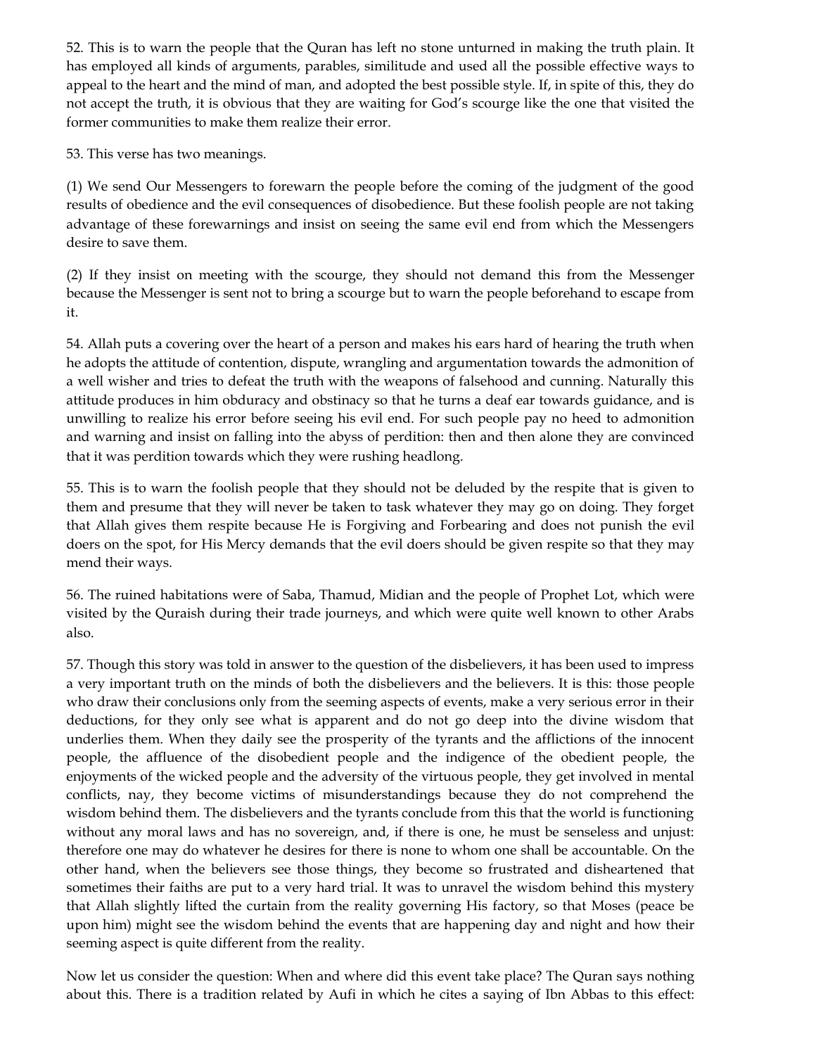52. This is to warn the people that the Quran has left no stone unturned in making the truth plain. It has employed all kinds of arguments, parables, similitude and used all the possible effective ways to appeal to the heart and the mind of man, and adopted the best possible style. If, in spite of this, they do not accept the truth, it is obvious that they are waiting for God's scourge like the one that visited the former communities to make them realize their error.

53. This verse has two meanings.

(1) We send Our Messengers to forewarn the people before the coming of the judgment of the good results of obedience and the evil consequences of disobedience. But these foolish people are not taking advantage of these forewarnings and insist on seeing the same evil end from which the Messengers desire to save them.

(2) If they insist on meeting with the scourge, they should not demand this from the Messenger because the Messenger is sent not to bring a scourge but to warn the people beforehand to escape from it.

54. Allah puts a covering over the heart of a person and makes his ears hard of hearing the truth when he adopts the attitude of contention, dispute, wrangling and argumentation towards the admonition of a well wisher and tries to defeat the truth with the weapons of falsehood and cunning. Naturally this attitude produces in him obduracy and obstinacy so that he turns a deaf ear towards guidance, and is unwilling to realize his error before seeing his evil end. For such people pay no heed to admonition and warning and insist on falling into the abyss of perdition: then and then alone they are convinced that it was perdition towards which they were rushing headlong.

55. This is to warn the foolish people that they should not be deluded by the respite that is given to them and presume that they will never be taken to task whatever they may go on doing. They forget that Allah gives them respite because He is Forgiving and Forbearing and does not punish the evil doers on the spot, for His Mercy demands that the evil doers should be given respite so that they may mend their ways.

56. The ruined habitations were of Saba, Thamud, Midian and the people of Prophet Lot, which were visited by the Quraish during their trade journeys, and which were quite well known to other Arabs also.

57. Though this story was told in answer to the question of the disbelievers, it has been used to impress a very important truth on the minds of both the disbelievers and the believers. It is this: those people who draw their conclusions only from the seeming aspects of events, make a very serious error in their deductions, for they only see what is apparent and do not go deep into the divine wisdom that underlies them. When they daily see the prosperity of the tyrants and the afflictions of the innocent people, the affluence of the disobedient people and the indigence of the obedient people, the enjoyments of the wicked people and the adversity of the virtuous people, they get involved in mental conflicts, nay, they become victims of misunderstandings because they do not comprehend the wisdom behind them. The disbelievers and the tyrants conclude from this that the world is functioning without any moral laws and has no sovereign, and, if there is one, he must be senseless and unjust: therefore one may do whatever he desires for there is none to whom one shall be accountable. On the other hand, when the believers see those things, they become so frustrated and disheartened that sometimes their faiths are put to a very hard trial. It was to unravel the wisdom behind this mystery that Allah slightly lifted the curtain from the reality governing His factory, so that Moses (peace be upon him) might see the wisdom behind the events that are happening day and night and how their seeming aspect is quite different from the reality.

Now let us consider the question: When and where did this event take place? The Quran says nothing about this. There is a tradition related by Aufi in which he cites a saying of Ibn Abbas to this effect: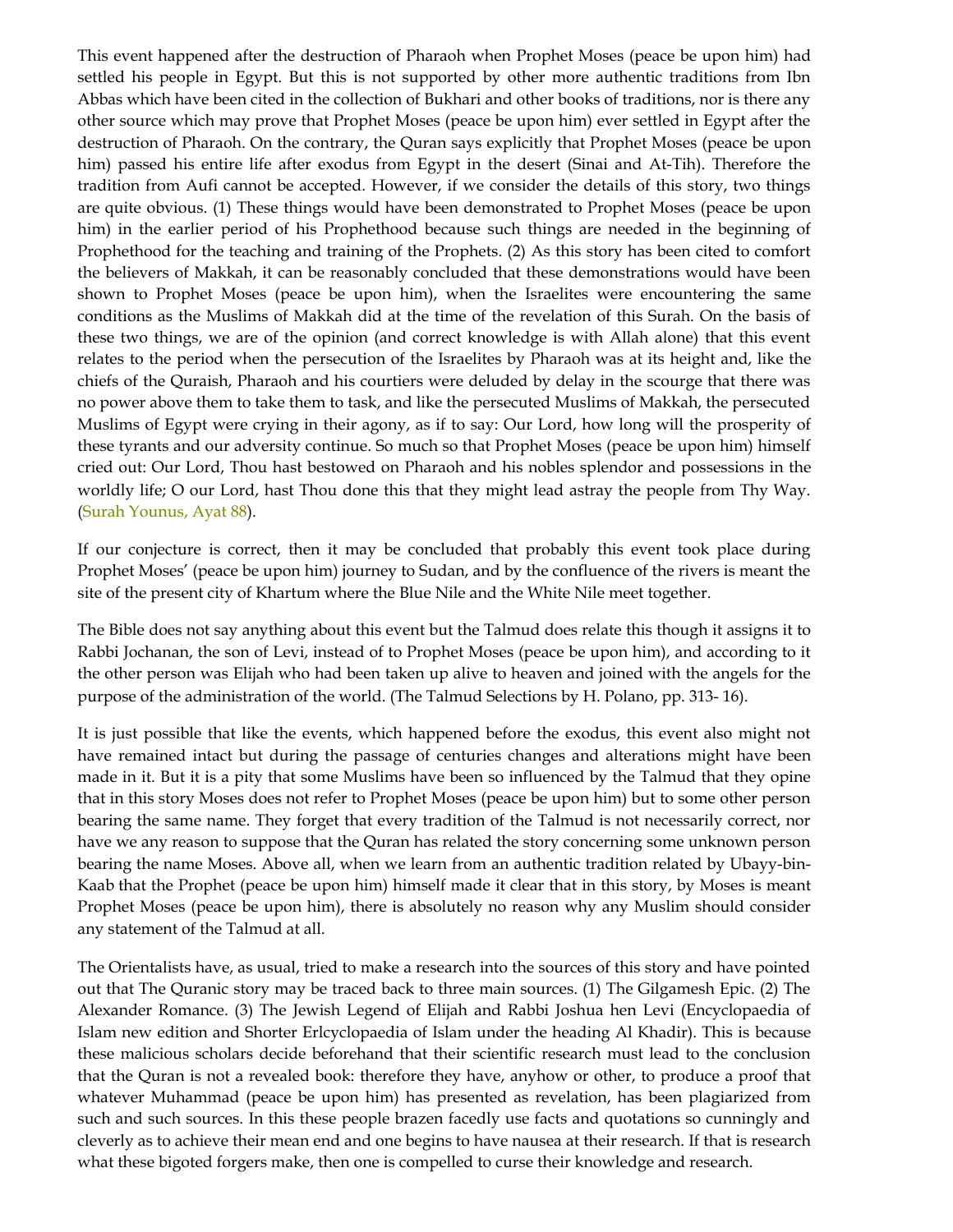This event happened after the destruction of Pharaoh when Prophet Moses (peace be upon him) had settled his people in Egypt. But this is not supported by other more authentic traditions from Ibn Abbas which have been cited in the collection of Bukhari and other books of traditions, nor is there any other source which may prove that Prophet Moses (peace be upon him) ever settled in Egypt after the destruction of Pharaoh. On the contrary, the Quran says explicitly that Prophet Moses (peace be upon him) passed his entire life after exodus from Egypt in the desert (Sinai and At-Tih). Therefore the tradition from Aufi cannot be accepted. However, if we consider the details of this story, two things are quite obvious. (1) These things would have been demonstrated to Prophet Moses (peace be upon him) in the earlier period of his Prophethood because such things are needed in the beginning of Prophethood for the teaching and training of the Prophets. (2) As this story has been cited to comfort the believers of Makkah, it can be reasonably concluded that these demonstrations would have been shown to Prophet Moses (peace be upon him), when the Israelites were encountering the same conditions as the Muslims of Makkah did at the time of the revelation of this Surah. On the basis of these two things, we are of the opinion (and correct knowledge is with Allah alone) that this event relates to the period when the persecution of the Israelites by Pharaoh was at its height and, like the chiefs of the Quraish, Pharaoh and his courtiers were deluded by delay in the scourge that there was no power above them to take them to task, and like the persecuted Muslims of Makkah, the persecuted Muslims of Egypt were crying in their agony, as if to say: Our Lord, how long will the prosperity of these tyrants and our adversity continue. So much so that Prophet Moses (peace be upon him) himself cried out: Our Lord, Thou hast bestowed on Pharaoh and his nobles splendor and possessions in the worldly life; O our Lord, hast Thou done this that they might lead astray the people from Thy Way. (Surah Younus, Ayat 88).

If our conjecture is correct, then it may be concluded that probably this event took place during Prophet Moses' (peace be upon him) journey to Sudan, and by the confluence of the rivers is meant the site of the present city of Khartum where the Blue Nile and the White Nile meet together.

The Bible does not say anything about this event but the Talmud does relate this though it assigns it to Rabbi Jochanan, the son of Levi, instead of to Prophet Moses (peace be upon him), and according to it the other person was Elijah who had been taken up alive to heaven and joined with the angels for the purpose of the administration of the world. (The Talmud Selections by H. Polano, pp. 313- 16).

It is just possible that like the events, which happened before the exodus, this event also might not have remained intact but during the passage of centuries changes and alterations might have been made in it. But it is a pity that some Muslims have been so influenced by the Talmud that they opine that in this story Moses does not refer to Prophet Moses (peace be upon him) but to some other person bearing the same name. They forget that every tradition of the Talmud is not necessarily correct, nor have we any reason to suppose that the Quran has related the story concerning some unknown person bearing the name Moses. Above all, when we learn from an authentic tradition related by Ubayy-bin-Kaab that the Prophet (peace be upon him) himself made it clear that in this story, by Moses is meant Prophet Moses (peace be upon him), there is absolutely no reason why any Muslim should consider any statement of the Talmud at all.

The Orientalists have, as usual, tried to make a research into the sources of this story and have pointed out that The Quranic story may be traced back to three main sources. (1) The Gilgamesh Epic. (2) The Alexander Romance. (3) The Jewish Legend of Elijah and Rabbi Joshua hen Levi (Encyclopaedia of Islam new edition and Shorter Erlcyclopaedia of Islam under the heading Al Khadir). This is because these malicious scholars decide beforehand that their scientific research must lead to the conclusion that the Quran is not a revealed book: therefore they have, anyhow or other, to produce a proof that whatever Muhammad (peace be upon him) has presented as revelation, has been plagiarized from such and such sources. In this these people brazen facedly use facts and quotations so cunningly and cleverly as to achieve their mean end and one begins to have nausea at their research. If that is research what these bigoted forgers make, then one is compelled to curse their knowledge and research.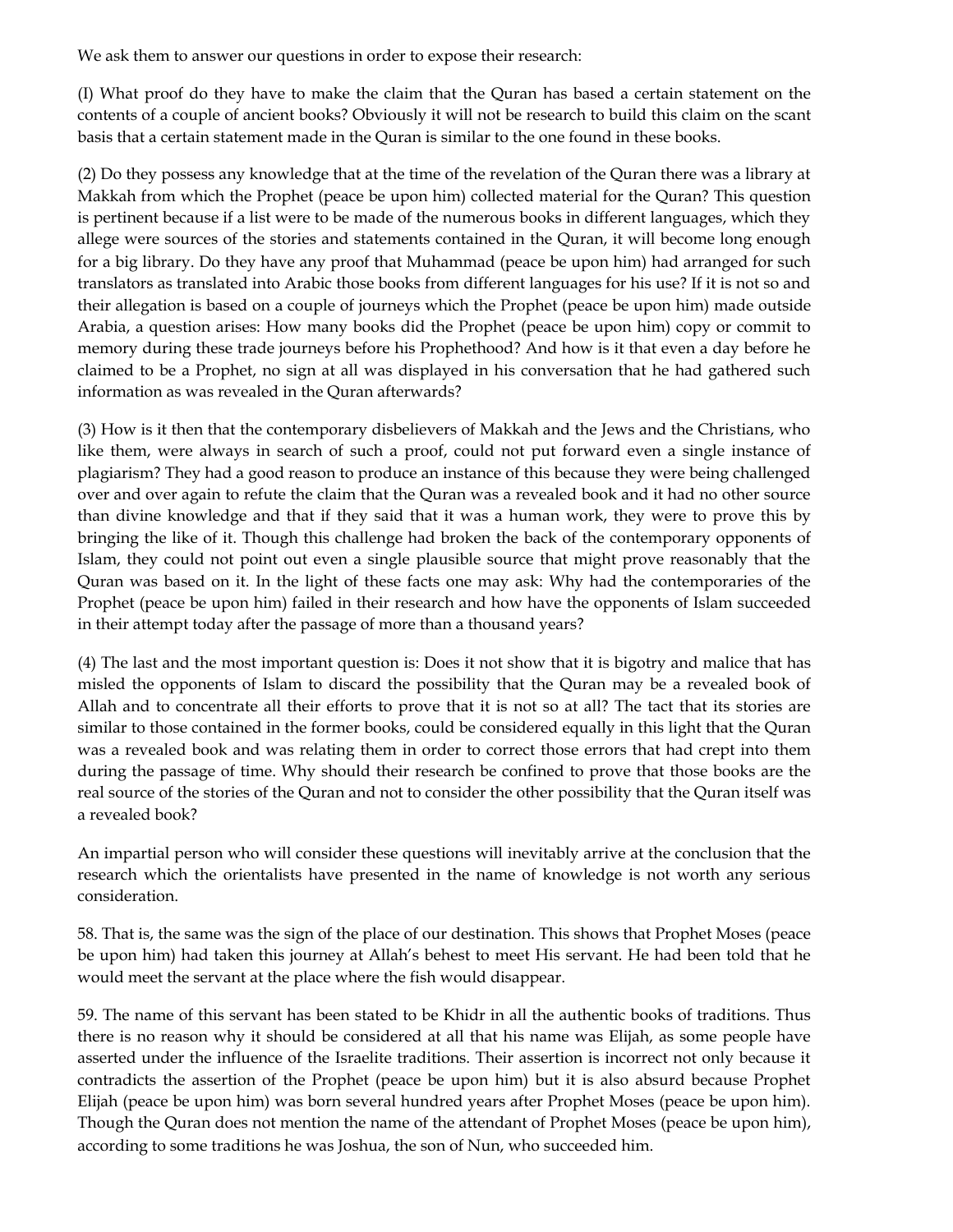We ask them to answer our questions in order to expose their research:

(I) What proof do they have to make the claim that the Quran has based a certain statement on the contents of a couple of ancient books? Obviously it will not be research to build this claim on the scant basis that a certain statement made in the Quran is similar to the one found in these books.

(2) Do they possess any knowledge that at the time of the revelation of the Quran there was a library at Makkah from which the Prophet (peace be upon him) collected material for the Quran? This question is pertinent because if a list were to be made of the numerous books in different languages, which they allege were sources of the stories and statements contained in the Quran, it will become long enough for a big library. Do they have any proof that Muhammad (peace be upon him) had arranged for such translators as translated into Arabic those books from different languages for his use? If it is not so and their allegation is based on a couple of journeys which the Prophet (peace be upon him) made outside Arabia, a question arises: How many books did the Prophet (peace be upon him) copy or commit to memory during these trade journeys before his Prophethood? And how is it that even a day before he claimed to be a Prophet, no sign at all was displayed in his conversation that he had gathered such information as was revealed in the Quran afterwards?

(3) How is it then that the contemporary disbelievers of Makkah and the Jews and the Christians, who like them, were always in search of such a proof, could not put forward even a single instance of plagiarism? They had a good reason to produce an instance of this because they were being challenged over and over again to refute the claim that the Quran was a revealed book and it had no other source than divine knowledge and that if they said that it was a human work, they were to prove this by bringing the like of it. Though this challenge had broken the back of the contemporary opponents of Islam, they could not point out even a single plausible source that might prove reasonably that the Quran was based on it. In the light of these facts one may ask: Why had the contemporaries of the Prophet (peace be upon him) failed in their research and how have the opponents of Islam succeeded in their attempt today after the passage of more than a thousand years?

(4) The last and the most important question is: Does it not show that it is bigotry and malice that has misled the opponents of Islam to discard the possibility that the Quran may be a revealed book of Allah and to concentrate all their efforts to prove that it is not so at all? The tact that its stories are similar to those contained in the former books, could be considered equally in this light that the Quran was a revealed book and was relating them in order to correct those errors that had crept into them during the passage of time. Why should their research be confined to prove that those books are the real source of the stories of the Quran and not to consider the other possibility that the Quran itself was a revealed book?

An impartial person who will consider these questions will inevitably arrive at the conclusion that the research which the orientalists have presented in the name of knowledge is not worth any serious consideration.

58. That is, the same was the sign of the place of our destination. This shows that Prophet Moses (peace be upon him) had taken this journey at Allah's behest to meet His servant. He had been told that he would meet the servant at the place where the fish would disappear.

59. The name of this servant has been stated to be Khidr in all the authentic books of traditions. Thus there is no reason why it should be considered at all that his name was Elijah, as some people have asserted under the influence of the Israelite traditions. Their assertion is incorrect not only because it contradicts the assertion of the Prophet (peace be upon him) but it is also absurd because Prophet Elijah (peace be upon him) was born several hundred years after Prophet Moses (peace be upon him). Though the Quran does not mention the name of the attendant of Prophet Moses (peace be upon him), according to some traditions he was Joshua, the son of Nun, who succeeded him.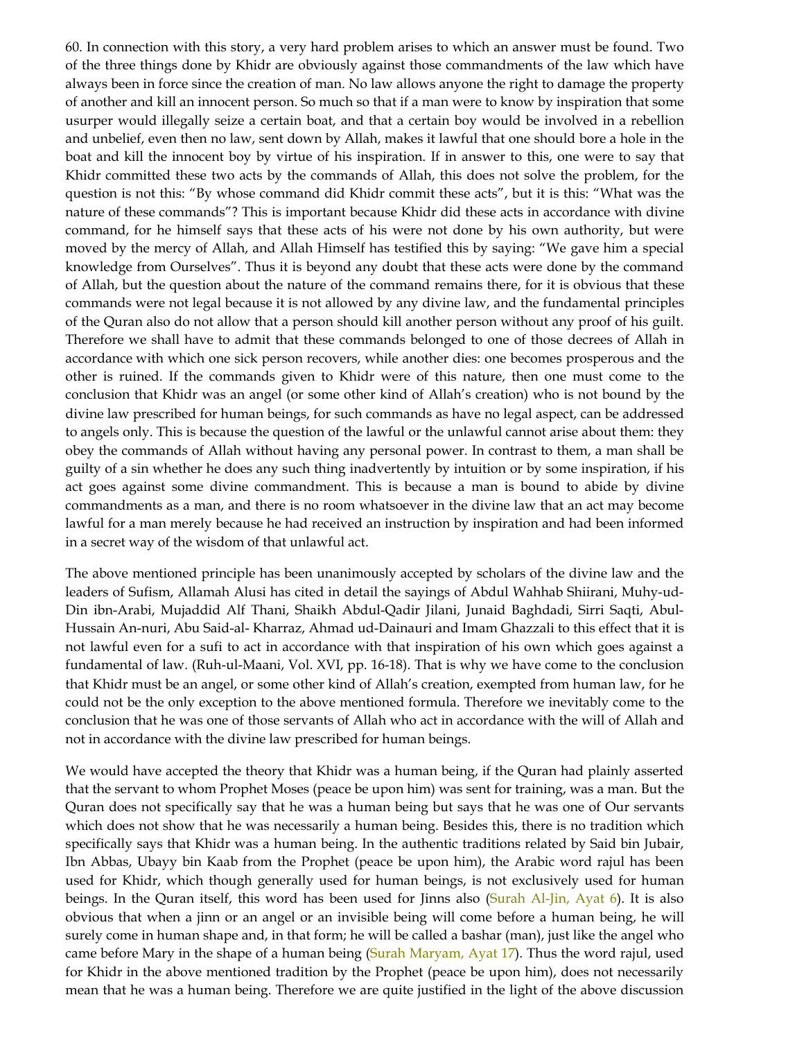60. In connection with this story, a very hard problem arises to which an answer must be found. Two of the three things done by Khidr are obviously against those commandments of the law which have always been in force since the creation of man. No law allows anyone the right to damage the property of another and kill an innocent person. So much so that if a man were to know by inspiration that some usurper would illegally seize a certain boat, and that a certain boy would be involved in a rebellion and unbelief, even then no law, sent down by Allah, makes it lawful that one should bore a hole in the boat and kill the innocent boy by virtue of his inspiration. If in answer to this, one were to say that Khidr committed these two acts by the commands of Allah, this does not solve the problem, for the question is not this: "By whose command did Khidr commit these acts", but it is this: "What was the nature of these commands"? This is important because Khidr did these acts in accordance with divine command, for he himself says that these acts of his were not done by his own authority, but were moved by the mercy of Allah, and Allah Himself has testified this by saying: "We gave him a special knowledge from Ourselves". Thus it is beyond any doubt that these acts were done by the command of Allah, but the question about the nature of the command remains there, for it is obvious that these commands were not legal because it is not allowed by any divine law, and the fundamental principles of the Quran also do not allow that a person should kill another person without any proof of his guilt. Therefore we shall have to admit that these commands belonged to one of those decrees of Allah in accordance with which one sick person recovers, while another dies: one becomes prosperous and the other is ruined. If the commands given to Khidr were of this nature, then one must come to the conclusion that Khidr was an angel (or some other kind of Allah's creation) who is not bound by the divine law prescribed for human beings, for such commands as have no legal aspect, can be addressed to angels only. This is because the question of the lawful or the unlawful cannot arise about them: they obey the commands of Allah without having any personal power. In contrast to them, a man shall be guilty of a sin whether he does any such thing inadvertently by intuition or by some inspiration, if his act goes against some divine commandment. This is because a man is bound to abide by divine commandments as a man, and there is no room whatsoever in the divine law that an act may become lawful for a man merely because he had received an instruction by inspiration and had been informed in a secret way of the wisdom of that unlawful act.

The above mentioned principle has been unanimously accepted by scholars of the divine law and the leaders of Sufism, Allamah Alusi has cited in detail the sayings of Abdul Wahhab Shiirani, Muhy-ud-Din ibn-Arabi, Mujaddid Alf Thani, Shaikh Abdul-Qadir Jilani, Junaid Baghdadi, Sirri Saqti, Abul-Hussain An-nuri, Abu Said-al- Kharraz, Ahmad ud-Dainauri and Imam Ghazzali to this effect that it is not lawful even for a sufi to act in accordance with that inspiration of his own which goes against a fundamental of law. (Ruh-ul-Maani, Vol. XVI, pp. 16-18). That is why we have come to the conclusion that Khidr must be an angel, or some other kind of Allah's creation, exempted from human law, for he could not be the only exception to the above mentioned formula. Therefore we inevitably come to the conclusion that he was one of those servants of Allah who act in accordance with the will of Allah and not in accordance with the divine law prescribed for human beings.

We would have accepted the theory that Khidr was a human being, if the Quran had plainly asserted that the servant to whom Prophet Moses (peace be upon him) was sent for training, was a man. But the Quran does not specifically say that he was a human being but says that he was one of Our servants which does not show that he was necessarily a human being. Besides this, there is no tradition which specifically says that Khidr was a human being. In the authentic traditions related by Said bin Jubair, Ibn Abbas, Ubayy bin Kaab from the Prophet (peace be upon him), the Arabic word rajul has been used for Khidr, which though generally used for human beings, is not exclusively used for human beings. In the Quran itself, this word has been used for Jinns also (Surah Al-Jin, Ayat 6). It is also obvious that when a jinn or an angel or an invisible being will come before a human being, he will surely come in human shape and, in that form; he will be called a bashar (man), just like the angel who came before Mary in the shape of a human being (Surah Maryam, Ayat 17). Thus the word rajul, used for Khidr in the above mentioned tradition by the Prophet (peace be upon him), does not necessarily mean that he was a human being. Therefore we are quite justified in the light of the above discussion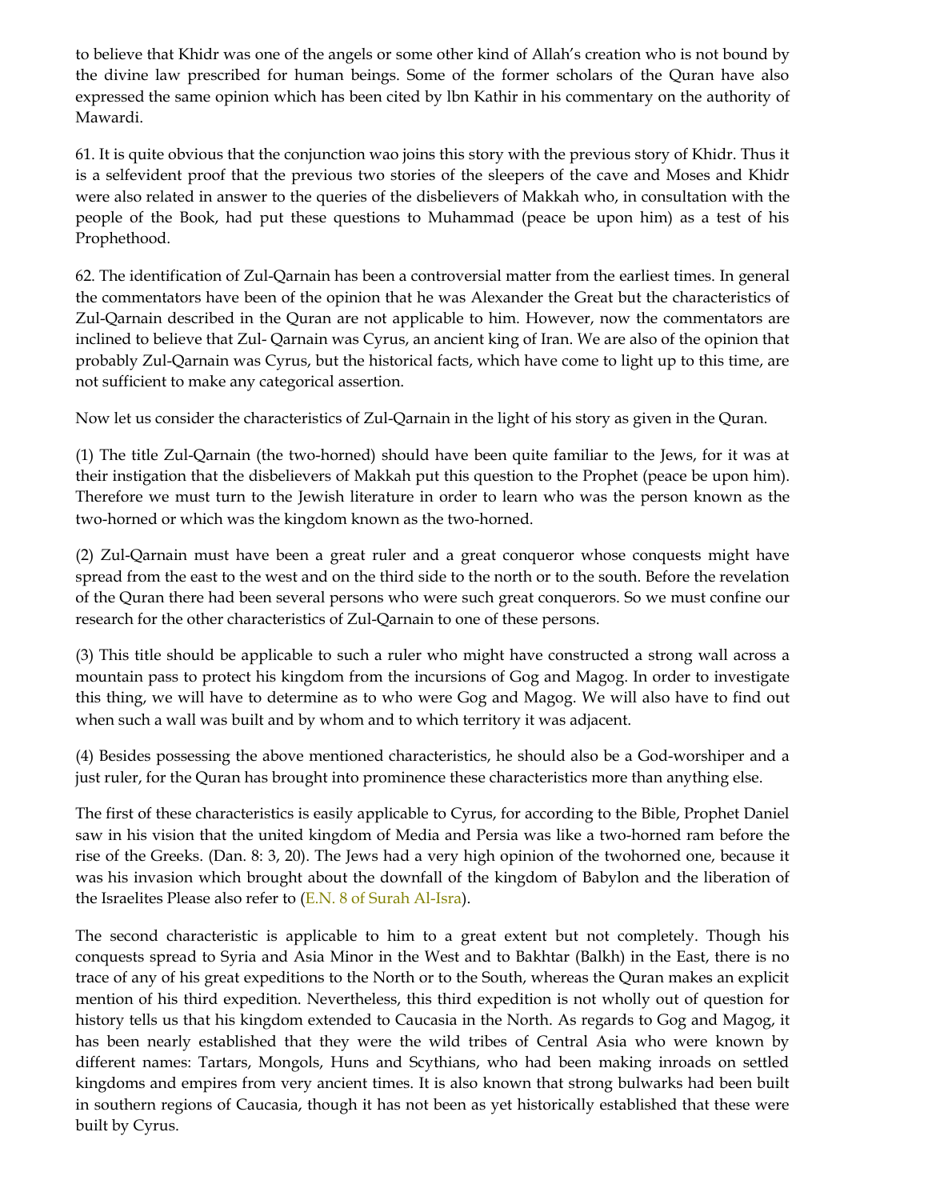to believe that Khidr was one of the angels or some other kind of Allah's creation who is not bound by the divine law prescribed for human beings. Some of the former scholars of the Quran have also expressed the same opinion which has been cited by lbn Kathir in his commentary on the authority of Mawardi.

61. It is quite obvious that the conjunction wao joins this story with the previous story of Khidr. Thus it is a selfevident proof that the previous two stories of the sleepers of the cave and Moses and Khidr were also related in answer to the queries of the disbelievers of Makkah who, in consultation with the people of the Book, had put these questions to Muhammad (peace be upon him) as a test of his Prophethood.

62. The identification of Zul-Qarnain has been a controversial matter from the earliest times. In general the commentators have been of the opinion that he was Alexander the Great but the characteristics of Zul-Qarnain described in the Quran are not applicable to him. However, now the commentators are inclined to believe that Zul- Qarnain was Cyrus, an ancient king of Iran. We are also of the opinion that probably Zul-Qarnain was Cyrus, but the historical facts, which have come to light up to this time, are not sufficient to make any categorical assertion.

Now let us consider the characteristics of Zul-Qarnain in the light of his story as given in the Quran.

(1) The title Zul-Qarnain (the two-horned) should have been quite familiar to the Jews, for it was at their instigation that the disbelievers of Makkah put this question to the Prophet (peace be upon him). Therefore we must turn to the Jewish literature in order to learn who was the person known as the two-horned or which was the kingdom known as the two-horned.

(2) Zul-Qarnain must have been a great ruler and a great conqueror whose conquests might have spread from the east to the west and on the third side to the north or to the south. Before the revelation of the Quran there had been several persons who were such great conquerors. So we must confine our research for the other characteristics of Zul-Qarnain to one of these persons.

(3) This title should be applicable to such a ruler who might have constructed a strong wall across a mountain pass to protect his kingdom from the incursions of Gog and Magog. In order to investigate this thing, we will have to determine as to who were Gog and Magog. We will also have to find out when such a wall was built and by whom and to which territory it was adjacent.

(4) Besides possessing the above mentioned characteristics, he should also be a God-worshiper and a just ruler, for the Quran has brought into prominence these characteristics more than anything else.

The first of these characteristics is easily applicable to Cyrus, for according to the Bible, Prophet Daniel saw in his vision that the united kingdom of Media and Persia was like a two-horned ram before the rise of the Greeks. (Dan. 8: 3, 20). The Jews had a very high opinion of the twohorned one, because it was his invasion which brought about the downfall of the kingdom of Babylon and the liberation of the Israelites Please also refer to (E.N. 8 of Surah Al-Isra).

The second characteristic is applicable to him to a great extent but not completely. Though his conquests spread to Syria and Asia Minor in the West and to Bakhtar (Balkh) in the East, there is no trace of any of his great expeditions to the North or to the South, whereas the Quran makes an explicit mention of his third expedition. Nevertheless, this third expedition is not wholly out of question for history tells us that his kingdom extended to Caucasia in the North. As regards to Gog and Magog, it has been nearly established that they were the wild tribes of Central Asia who were known by different names: Tartars, Mongols, Huns and Scythians, who had been making inroads on settled kingdoms and empires from very ancient times. It is also known that strong bulwarks had been built in southern regions of Caucasia, though it has not been as yet historically established that these were built by Cyrus.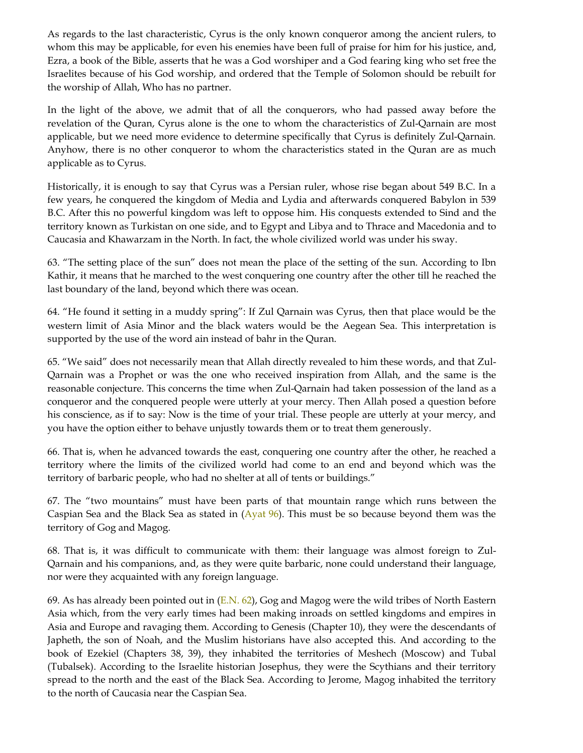As regards to the last characteristic, Cyrus is the only known conqueror among the ancient rulers, to whom this may be applicable, for even his enemies have been full of praise for him for his justice, and, Ezra, a book of the Bible, asserts that he was a God worshiper and a God fearing king who set free the Israelites because of his God worship, and ordered that the Temple of Solomon should be rebuilt for the worship of Allah, Who has no partner.

In the light of the above, we admit that of all the conquerors, who had passed away before the revelation of the Quran, Cyrus alone is the one to whom the characteristics of Zul-Qarnain are most applicable, but we need more evidence to determine specifically that Cyrus is definitely Zul-Qarnain. Anyhow, there is no other conqueror to whom the characteristics stated in the Quran are as much applicable as to Cyrus.

Historically, it is enough to say that Cyrus was a Persian ruler, whose rise began about 549 B.C. In a few years, he conquered the kingdom of Media and Lydia and afterwards conquered Babylon in 539 B.C. After this no powerful kingdom was left to oppose him. His conquests extended to Sind and the territory known as Turkistan on one side, and to Egypt and Libya and to Thrace and Macedonia and to Caucasia and Khawarzam in the North. In fact, the whole civilized world was under his sway.

63. "The setting place of the sun" does not mean the place of the setting of the sun. According to Ibn Kathir, it means that he marched to the west conquering one country after the other till he reached the last boundary of the land, beyond which there was ocean.

64. "He found it setting in a muddy spring": If Zul Qarnain was Cyrus, then that place would be the western limit of Asia Minor and the black waters would be the Aegean Sea. This interpretation is supported by the use of the word ain instead of bahr in the Quran.

65. "We said" does not necessarily mean that Allah directly revealed to him these words, and that Zul-Qarnain was a Prophet or was the one who received inspiration from Allah, and the same is the reasonable conjecture. This concerns the time when Zul-Qarnain had taken possession of the land as a conqueror and the conquered people were utterly at your mercy. Then Allah posed a question before his conscience, as if to say: Now is the time of your trial. These people are utterly at your mercy, and you have the option either to behave unjustly towards them or to treat them generously.

66. That is, when he advanced towards the east, conquering one country after the other, he reached a territory where the limits of the civilized world had come to an end and beyond which was the territory of barbaric people, who had no shelter at all of tents or buildings."

67. The "two mountains" must have been parts of that mountain range which runs between the Caspian Sea and the Black Sea as stated in (Ayat 96). This must be so because beyond them was the territory of Gog and Magog.

68. That is, it was difficult to communicate with them: their language was almost foreign to Zul-Qarnain and his companions, and, as they were quite barbaric, none could understand their language, nor were they acquainted with any foreign language.

69. As has already been pointed out in (E.N. 62), Gog and Magog were the wild tribes of North Eastern Asia which, from the very early times had been making inroads on settled kingdoms and empires in Asia and Europe and ravaging them. According to Genesis (Chapter 10), they were the descendants of Japheth, the son of Noah, and the Muslim historians have also accepted this. And according to the book of Ezekiel (Chapters 38, 39), they inhabited the territories of Meshech (Moscow) and Tubal (Tubalsek). According to the Israelite historian Josephus, they were the Scythians and their territory spread to the north and the east of the Black Sea. According to Jerome, Magog inhabited the territory to the north of Caucasia near the Caspian Sea.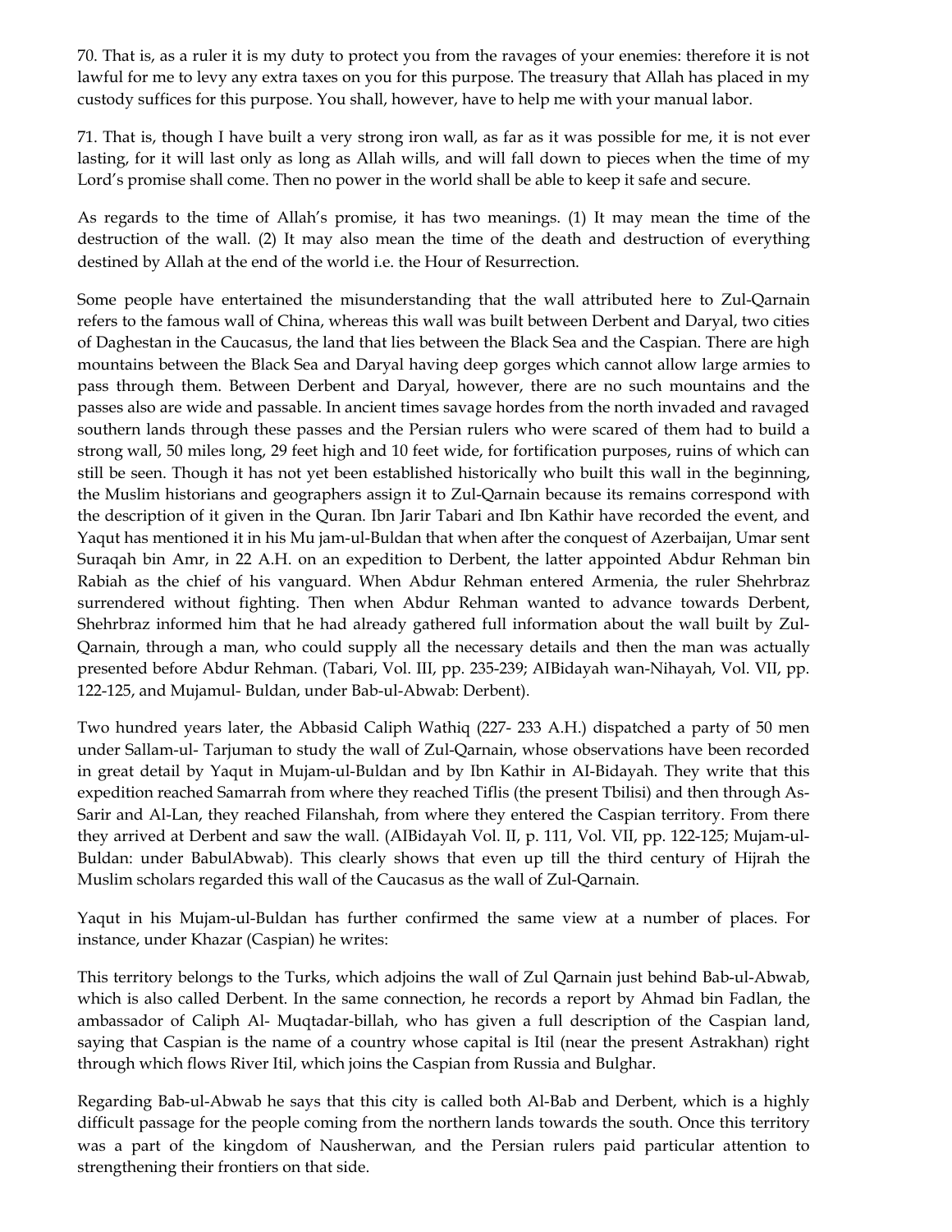70. That is, as a ruler it is my duty to protect you from the ravages of your enemies: therefore it is not lawful for me to levy any extra taxes on you for this purpose. The treasury that Allah has placed in my custody suffices for this purpose. You shall, however, have to help me with your manual labor.

71. That is, though I have built a very strong iron wall, as far as it was possible for me, it is not ever lasting, for it will last only as long as Allah wills, and will fall down to pieces when the time of my Lord's promise shall come. Then no power in the world shall be able to keep it safe and secure.

As regards to the time of Allah's promise, it has two meanings. (1) It may mean the time of the destruction of the wall. (2) It may also mean the time of the death and destruction of everything destined by Allah at the end of the world i.e. the Hour of Resurrection.

Some people have entertained the misunderstanding that the wall attributed here to Zul-Qarnain refers to the famous wall of China, whereas this wall was built between Derbent and Daryal, two cities of Daghestan in the Caucasus, the land that lies between the Black Sea and the Caspian. There are high mountains between the Black Sea and Daryal having deep gorges which cannot allow large armies to pass through them. Between Derbent and Daryal, however, there are no such mountains and the passes also are wide and passable. In ancient times savage hordes from the north invaded and ravaged southern lands through these passes and the Persian rulers who were scared of them had to build a strong wall, 50 miles long, 29 feet high and 10 feet wide, for fortification purposes, ruins of which can still be seen. Though it has not yet been established historically who built this wall in the beginning, the Muslim historians and geographers assign it to Zul-Qarnain because its remains correspond with the description of it given in the Quran. Ibn Jarir Tabari and Ibn Kathir have recorded the event, and Yaqut has mentioned it in his Mu jam-ul-Buldan that when after the conquest of Azerbaijan, Umar sent Suraqah bin Amr, in 22 A.H. on an expedition to Derbent, the latter appointed Abdur Rehman bin Rabiah as the chief of his vanguard. When Abdur Rehman entered Armenia, the ruler Shehrbraz surrendered without fighting. Then when Abdur Rehman wanted to advance towards Derbent, Shehrbraz informed him that he had already gathered full information about the wall built by Zul-Qarnain, through a man, who could supply all the necessary details and then the man was actually presented before Abdur Rehman. (Tabari, Vol. III, pp. 235-239; AIBidayah wan-Nihayah, Vol. VII, pp. 122-125, and Mujamul- Buldan, under Bab-ul-Abwab: Derbent).

Two hundred years later, the Abbasid Caliph Wathiq (227- 233 A.H.) dispatched a party of 50 men under Sallam-ul- Tarjuman to study the wall of Zul-Qarnain, whose observations have been recorded in great detail by Yaqut in Mujam-ul-Buldan and by Ibn Kathir in AI-Bidayah. They write that this expedition reached Samarrah from where they reached Tiflis (the present Tbilisi) and then through As-Sarir and Al-Lan, they reached Filanshah, from where they entered the Caspian territory. From there they arrived at Derbent and saw the wall. (AIBidayah Vol. II, p. 111, Vol. VII, pp. 122-125; Mujam-ul-Buldan: under BabulAbwab). This clearly shows that even up till the third century of Hijrah the Muslim scholars regarded this wall of the Caucasus as the wall of Zul-Qarnain.

Yaqut in his Mujam-ul-Buldan has further confirmed the same view at a number of places. For instance, under Khazar (Caspian) he writes:

This territory belongs to the Turks, which adjoins the wall of Zul Qarnain just behind Bab-ul-Abwab, which is also called Derbent. In the same connection, he records a report by Ahmad bin Fadlan, the ambassador of Caliph Al- Muqtadar-billah, who has given a full description of the Caspian land, saying that Caspian is the name of a country whose capital is Itil (near the present Astrakhan) right through which flows River Itil, which joins the Caspian from Russia and Bulghar.

Regarding Bab-ul-Abwab he says that this city is called both Al-Bab and Derbent, which is a highly difficult passage for the people coming from the northern lands towards the south. Once this territory was a part of the kingdom of Nausherwan, and the Persian rulers paid particular attention to strengthening their frontiers on that side.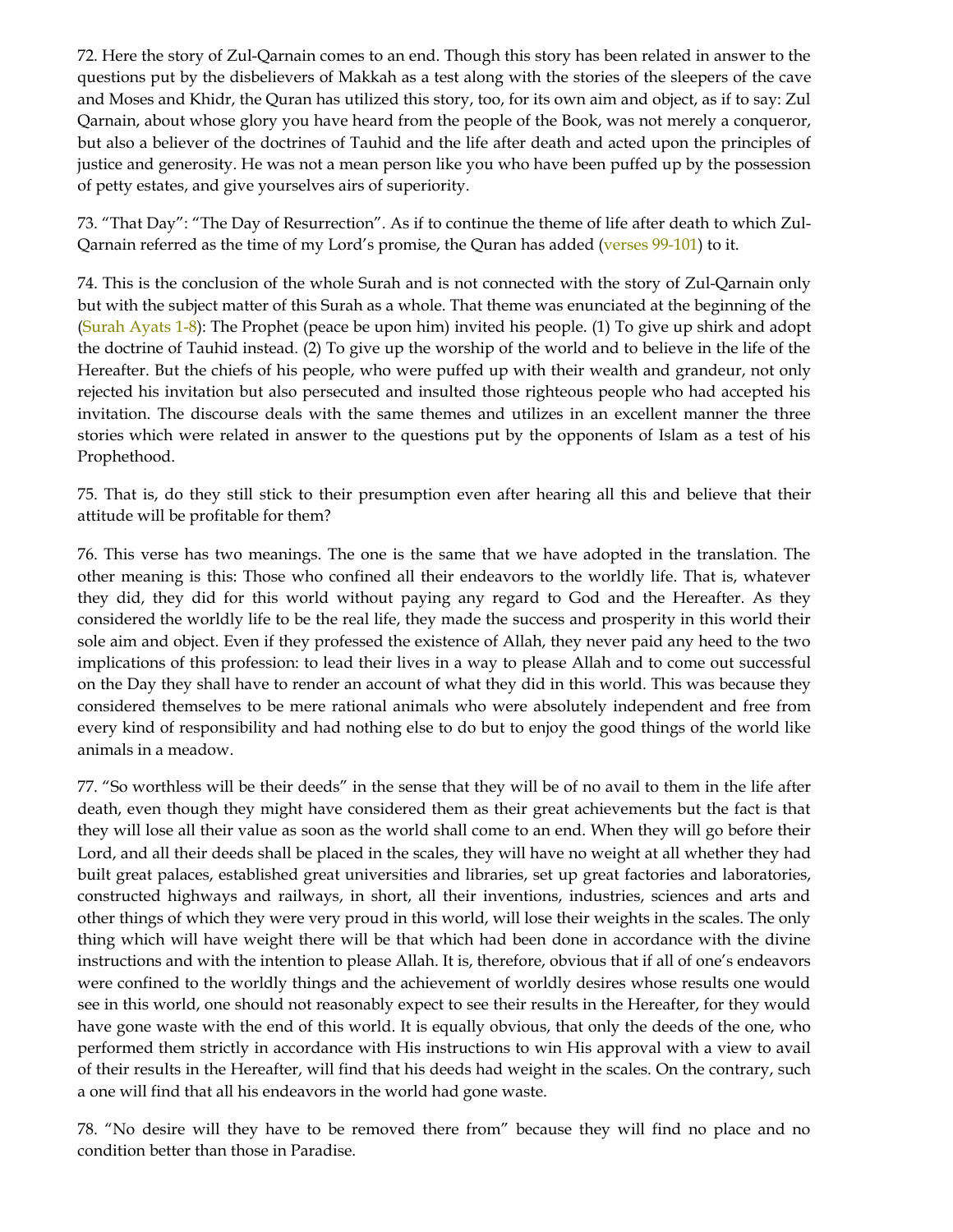72. Here the story of Zul-Qarnain comes to an end. Though this story has been related in answer to the questions put by the disbelievers of Makkah as a test along with the stories of the sleepers of the cave and Moses and Khidr, the Quran has utilized this story, too, for its own aim and object, as if to say: Zul Qarnain, about whose glory you have heard from the people of the Book, was not merely a conqueror, but also a believer of the doctrines of Tauhid and the life after death and acted upon the principles of justice and generosity. He was not a mean person like you who have been puffed up by the possession of petty estates, and give yourselves airs of superiority.

73. "That Day": "The Day of Resurrection". As if to continue the theme of life after death to which Zul-Qarnain referred as the time of my Lord's promise, the Quran has added (verses 99-101) to it.

74. This is the conclusion of the whole Surah and is not connected with the story of Zul-Qarnain only but with the subject matter of this Surah as a whole. That theme was enunciated at the beginning of the (Surah Ayats 1-8): The Prophet (peace be upon him) invited his people. (1) To give up shirk and adopt the doctrine of Tauhid instead. (2) To give up the worship of the world and to believe in the life of the Hereafter. But the chiefs of his people, who were puffed up with their wealth and grandeur, not only rejected his invitation but also persecuted and insulted those righteous people who had accepted his invitation. The discourse deals with the same themes and utilizes in an excellent manner the three stories which were related in answer to the questions put by the opponents of Islam as a test of his Prophethood.

75. That is, do they still stick to their presumption even after hearing all this and believe that their attitude will be profitable for them?

76. This verse has two meanings. The one is the same that we have adopted in the translation. The other meaning is this: Those who confined all their endeavors to the worldly life. That is, whatever they did, they did for this world without paying any regard to God and the Hereafter. As they considered the worldly life to be the real life, they made the success and prosperity in this world their sole aim and object. Even if they professed the existence of Allah, they never paid any heed to the two implications of this profession: to lead their lives in a way to please Allah and to come out successful on the Day they shall have to render an account of what they did in this world. This was because they considered themselves to be mere rational animals who were absolutely independent and free from every kind of responsibility and had nothing else to do but to enjoy the good things of the world like animals in a meadow.

77. "So worthless will be their deeds" in the sense that they will be of no avail to them in the life after death, even though they might have considered them as their great achievements but the fact is that they will lose all their value as soon as the world shall come to an end. When they will go before their Lord, and all their deeds shall be placed in the scales, they will have no weight at all whether they had built great palaces, established great universities and libraries, set up great factories and laboratories, constructed highways and railways, in short, all their inventions, industries, sciences and arts and other things of which they were very proud in this world, will lose their weights in the scales. The only thing which will have weight there will be that which had been done in accordance with the divine instructions and with the intention to please Allah. It is, therefore, obvious that if all of one's endeavors were confined to the worldly things and the achievement of worldly desires whose results one would see in this world, one should not reasonably expect to see their results in the Hereafter, for they would have gone waste with the end of this world. It is equally obvious, that only the deeds of the one, who performed them strictly in accordance with His instructions to win His approval with a view to avail of their results in the Hereafter, will find that his deeds had weight in the scales. On the contrary, such a one will find that all his endeavors in the world had gone waste.

78. "No desire will they have to be removed there from" because they will find no place and no condition better than those in Paradise.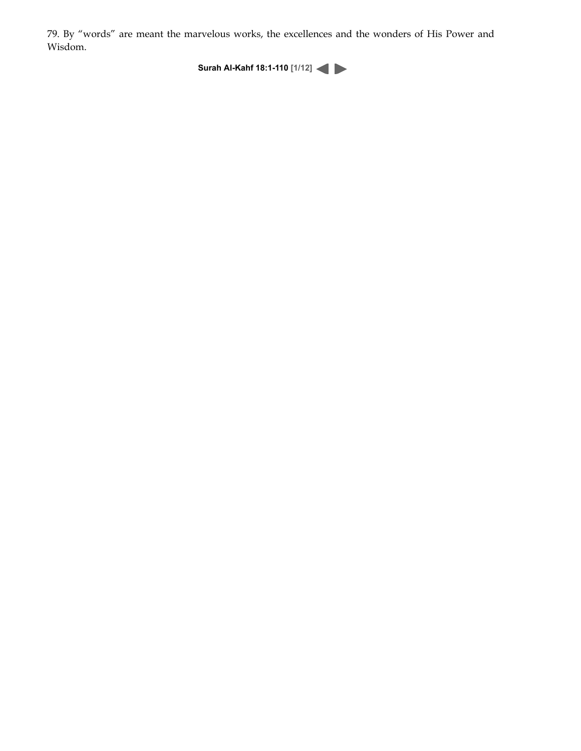79. By "words" are meant the marvelous works, the excellences and the wonders of His Power and Wisdom.

**Surah Al-Kahf 18:1-110** [1/12]